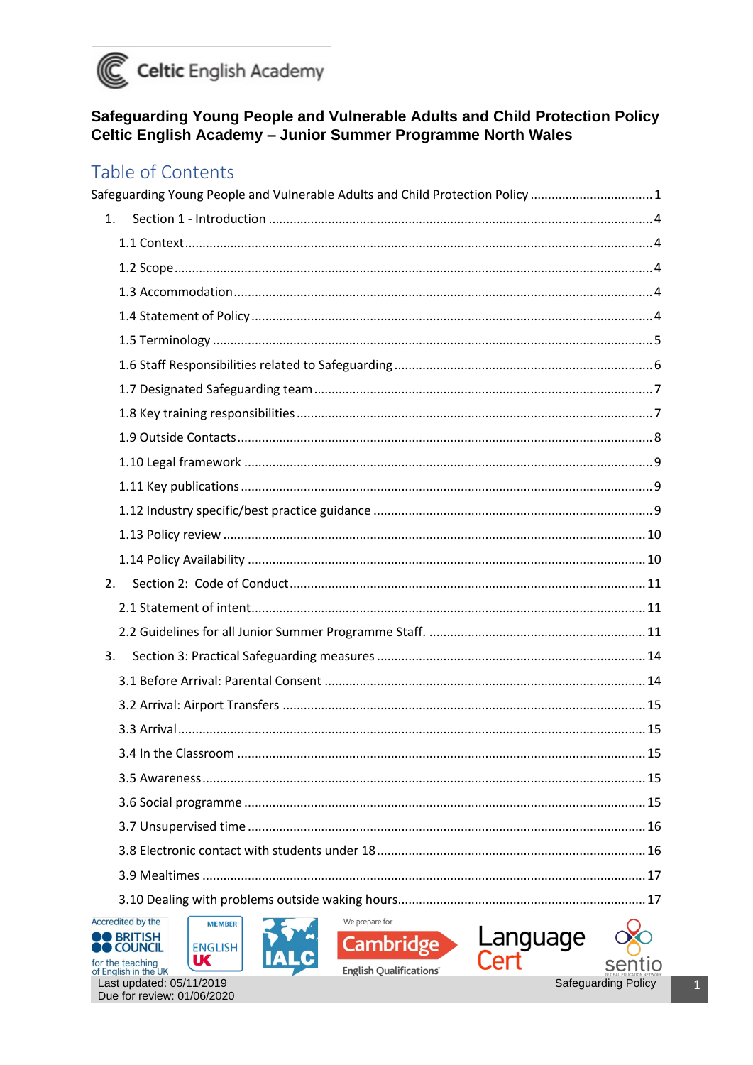# Safeguarding Young People and Vulnerable Adults and Child Protection Policy Celtic English Academy – Junior Summer Programme North Wales

## Table of Contents

Safeguarding Young People and Vulnerable Adults and Child Protection Policy ........ 1

1. Section 1 - Introduction ........ 4
   - 1.1 Context ........ 4
   - 1.2 Scope ........ 4
   - 1.3 Accommodation ........ 4
   - 1.4 Statement of Policy ........ 4
   - 1.5 Terminology ........ 5
   - 1.6 Staff Responsibilities related to Safeguarding ........ 6
   - 1.7 Designated Safeguarding team ........ 7
   - 1.8 Key training responsibilities ........ 7
   - 1.9 Outside Contacts ........ 8
   - 1.10 Legal framework ........ 9
   - 1.11 Key publications ........ 9
   - 1.12 Industry specific/best practice guidance ........ 9
   - 1.13 Policy review ........ 10
   - 1.14 Policy Availability ........ 10
2. Section 2: Code of Conduct ........ 11
   - 2.1 Statement of intent ........ 11
   - 2.2 Guidelines for all Junior Summer Programme Staff. ........ 11
3. Section 3: Practical Safeguarding measures ........ 14
   - 3.1 Before Arrival: Parental Consent ........ 14
   - 3.2 Arrival: Airport Transfers ........ 15
   - 3.3 Arrival ........ 15
   - 3.4 In the Classroom ........ 15
   - 3.5 Awareness ........ 15
   - 3.6 Social programme ........ 15
   - 3.7 Unsupervised time ........ 16
   - 3.8 Electronic contact with students under 18 ........ 16
   - 3.9 Mealtimes ........ 17
   - 3.10 Dealing with problems outside waking hours ........ 17

Last updated: 05/11/2019
Due for review: 01/06/2020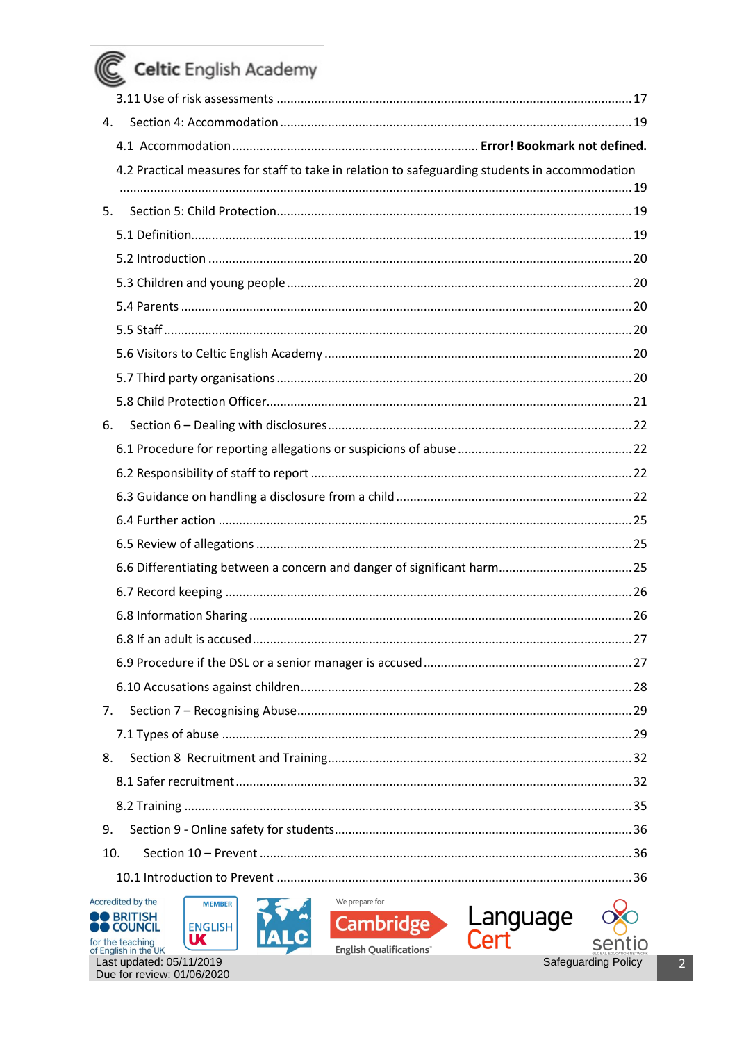3.11 Use of risk assessments ..... 17

4. Section 4: Accommodation ..... 19

4.1 Accommodation ..... **Error! Bookmark not defined.**

4.2 Practical measures for staff to take in relation to safeguarding students in accommodation ..... 19

5. Section 5: Child Protection ..... 19

5.1 Definition ..... 19

5.2 Introduction ..... 20

5.3 Children and young people ..... 20

5.4 Parents ..... 20

5.5 Staff ..... 20

5.6 Visitors to Celtic English Academy ..... 20

5.7 Third party organisations ..... 20

5.8 Child Protection Officer ..... 21

6. Section 6 – Dealing with disclosures ..... 22

6.1 Procedure for reporting allegations or suspicions of abuse ..... 22

6.2 Responsibility of staff to report ..... 22

6.3 Guidance on handling a disclosure from a child ..... 22

6.4 Further action ..... 25

6.5 Review of allegations ..... 25

6.6 Differentiating between a concern and danger of significant harm ..... 25

6.7 Record keeping ..... 26

6.8 Information Sharing ..... 26

6.8 If an adult is accused ..... 27

6.9 Procedure if the DSL or a senior manager is accused ..... 27

6.10 Accusations against children ..... 28

7. Section 7 – Recognising Abuse ..... 29

7.1 Types of abuse ..... 29

8. Section 8 Recruitment and Training ..... 32

8.1 Safer recruitment ..... 32

8.2 Training ..... 35

9. Section 9 - Online safety for students ..... 36

10. Section 10 – Prevent ..... 36

10.1 Introduction to Prevent ..... 36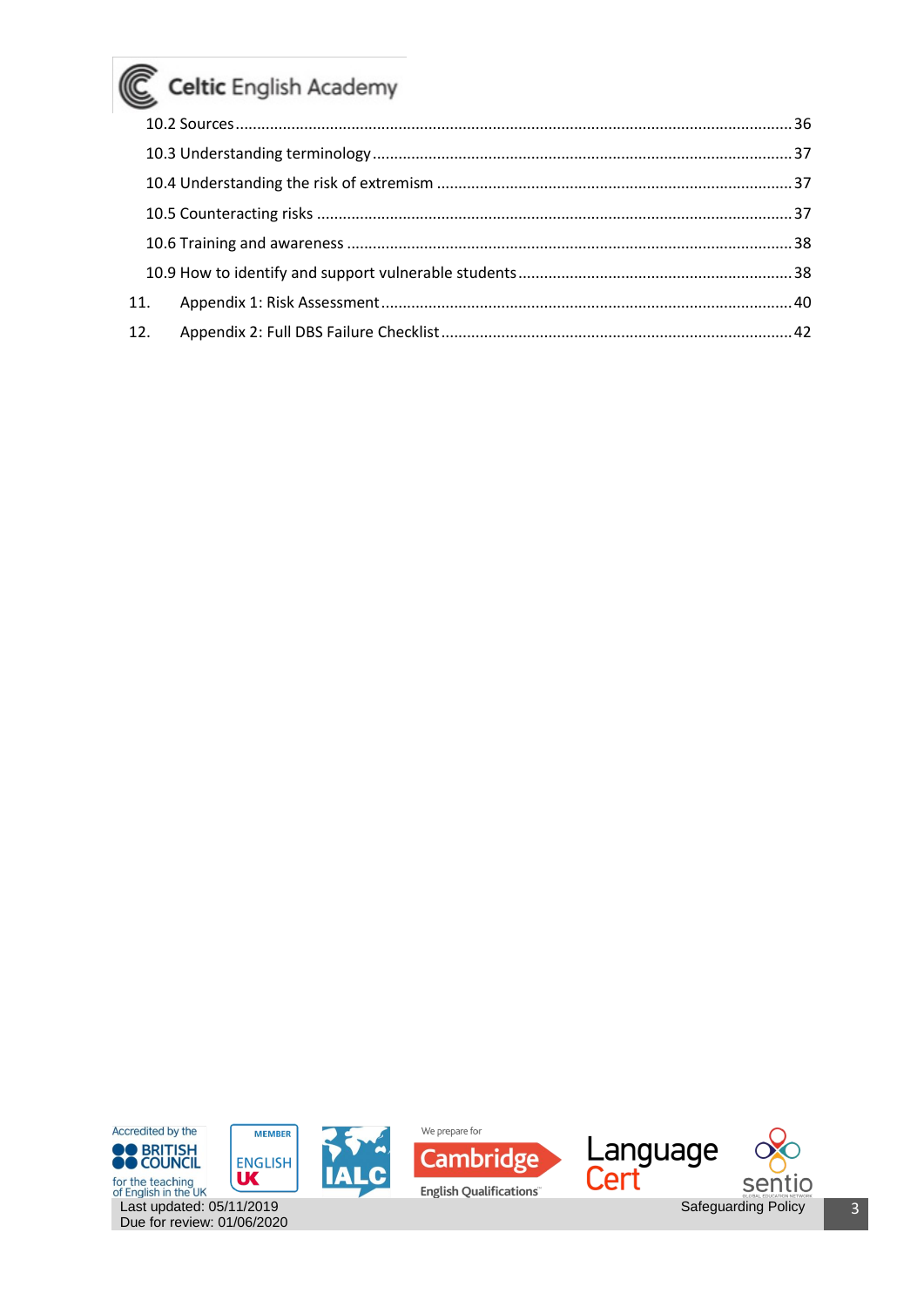10.2 Sources ........................................................................................................................ 36

10.3 Understanding terminology ................................................................................................ 37

10.4 Understanding the risk of extremism ................................................................................. 37

10.5 Counteracting risks ........................................................................................................... 37

10.6 Training and awareness ..................................................................................................... 38

10.9 How to identify and support vulnerable students ............................................................. 38

11. Appendix 1: Risk Assessment ............................................................................................... 40

12. Appendix 2: Full DBS Failure Checklist .................................................................................. 42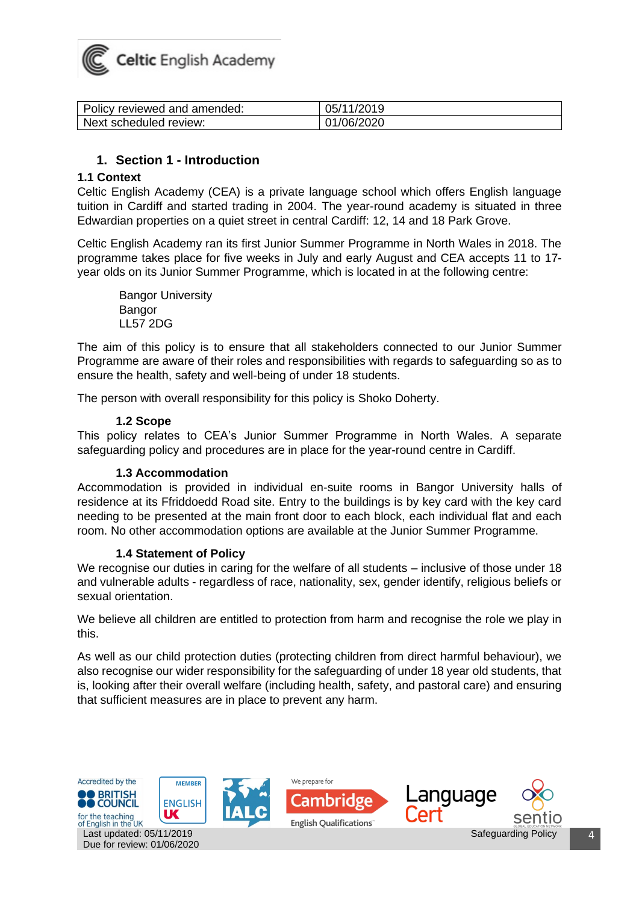| Policy reviewed and amended: | 05/11/2019 |
| --- | --- |
| Next scheduled review: | 01/06/2020 |

## 1. Section 1 - Introduction

### 1.1 Context

Celtic English Academy (CEA) is a private language school which offers English language tuition in Cardiff and started trading in 2004. The year-round academy is situated in three Edwardian properties on a quiet street in central Cardiff: 12, 14 and 18 Park Grove.

Celtic English Academy ran its first Junior Summer Programme in North Wales in 2018. The programme takes place for five weeks in July and early August and CEA accepts 11 to 17-year olds on its Junior Summer Programme, which is located in at the following centre:

Bangor University
Bangor
LL57 2DG

The aim of this policy is to ensure that all stakeholders connected to our Junior Summer Programme are aware of their roles and responsibilities with regards to safeguarding so as to ensure the health, safety and well-being of under 18 students.

The person with overall responsibility for this policy is Shoko Doherty.

### 1.2 Scope

This policy relates to CEA's Junior Summer Programme in North Wales. A separate safeguarding policy and procedures are in place for the year-round centre in Cardiff.

### 1.3 Accommodation

Accommodation is provided in individual en-suite rooms in Bangor University halls of residence at its Ffriddoedd Road site. Entry to the buildings is by key card with the key card needing to be presented at the main front door to each block, each individual flat and each room. No other accommodation options are available at the Junior Summer Programme.

### 1.4 Statement of Policy

We recognise our duties in caring for the welfare of all students – inclusive of those under 18 and vulnerable adults - regardless of race, nationality, sex, gender identify, religious beliefs or sexual orientation.

We believe all children are entitled to protection from harm and recognise the role we play in this.

As well as our child protection duties (protecting children from direct harmful behaviour), we also recognise our wider responsibility for the safeguarding of under 18 year old students, that is, looking after their overall welfare (including health, safety, and pastoral care) and ensuring that sufficient measures are in place to prevent any harm.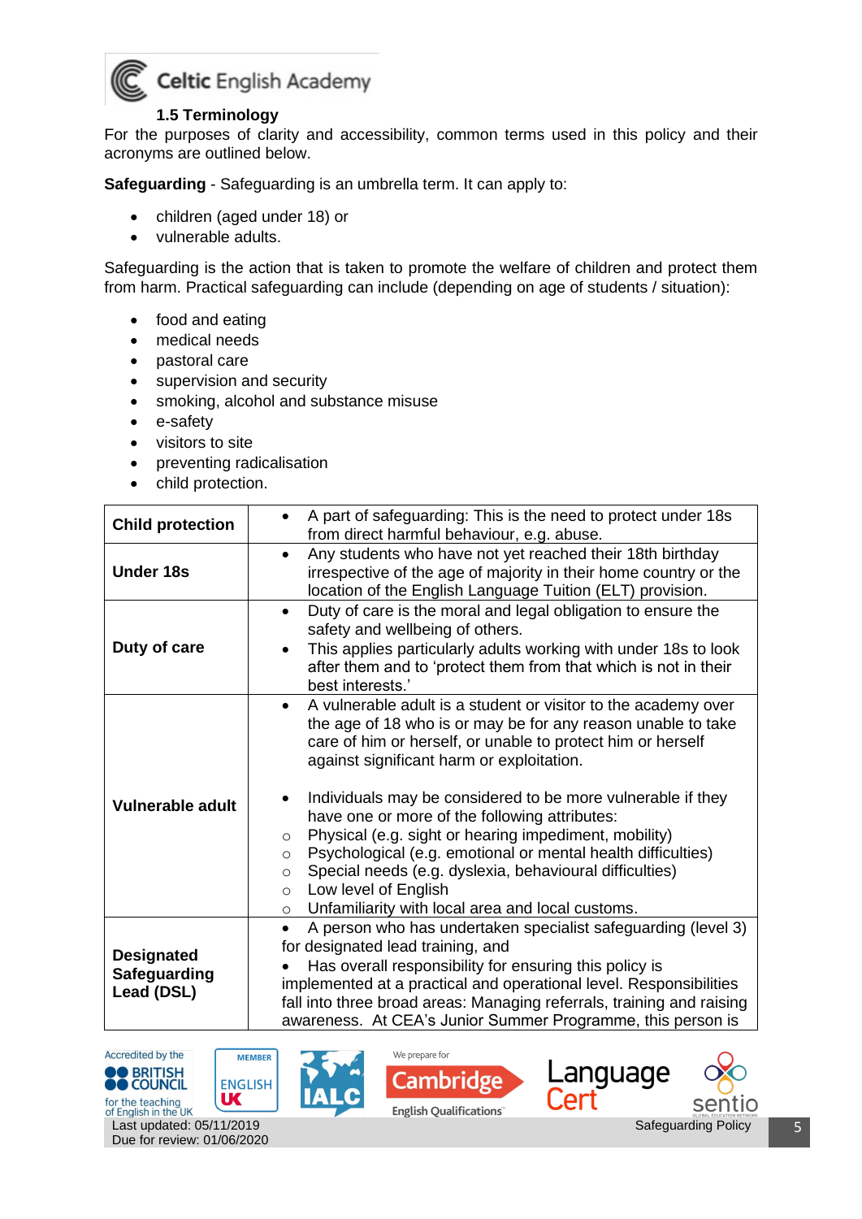### 1.5 Terminology

For the purposes of clarity and accessibility, common terms used in this policy and their acronyms are outlined below.

**Safeguarding** - Safeguarding is an umbrella term. It can apply to:

- children (aged under 18) or
- vulnerable adults.

Safeguarding is the action that is taken to promote the welfare of children and protect them from harm. Practical safeguarding can include (depending on age of students / situation):

- food and eating
- medical needs
- pastoral care
- supervision and security
- smoking, alcohol and substance misuse
- e-safety
- visitors to site
- preventing radicalisation
- child protection.

| | |
|---|---|
| **Child protection** | • A part of safeguarding: This is the need to protect under 18s from direct harmful behaviour, e.g. abuse. |
| **Under 18s** | • Any students who have not yet reached their 18th birthday irrespective of the age of majority in their home country or the location of the English Language Tuition (ELT) provision. |
| **Duty of care** | • Duty of care is the moral and legal obligation to ensure the safety and wellbeing of others.<br>• This applies particularly adults working with under 18s to look after them and to 'protect them from that which is not in their best interests.' |
| **Vulnerable adult** | • A vulnerable adult is a student or visitor to the academy over the age of 18 who is or may be for any reason unable to take care of him or herself, or unable to protect him or herself against significant harm or exploitation.<br><br>• Individuals may be considered to be more vulnerable if they have one or more of the following attributes:<br>○ Physical (e.g. sight or hearing impediment, mobility)<br>○ Psychological (e.g. emotional or mental health difficulties)<br>○ Special needs (e.g. dyslexia, behavioural difficulties)<br>○ Low level of English<br>○ Unfamiliarity with local area and local customs. |
| **Designated Safeguarding Lead (DSL)** | • A person who has undertaken specialist safeguarding (level 3) for designated lead training, and<br>• Has overall responsibility for ensuring this policy is implemented at a practical and operational level. Responsibilities fall into three broad areas: Managing referrals, training and raising awareness. At CEA's Junior Summer Programme, this person is |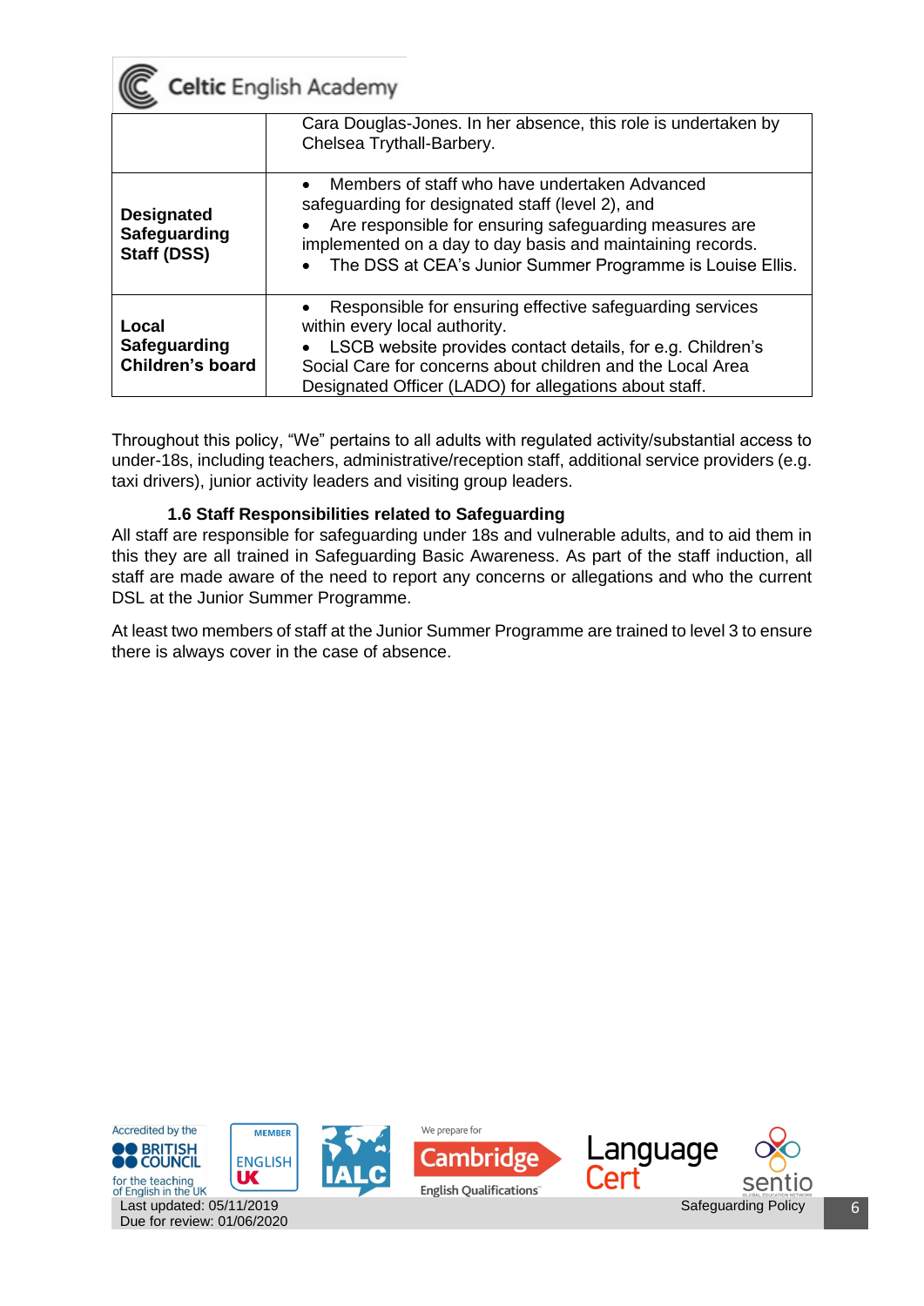| | |
|---|---|
| | Cara Douglas-Jones. In her absence, this role is undertaken by Chelsea Trythall-Barbery. |
| **Designated Safeguarding Staff (DSS)** | • Members of staff who have undertaken Advanced safeguarding for designated staff (level 2), and<br>• Are responsible for ensuring safeguarding measures are implemented on a day to day basis and maintaining records.<br>• The DSS at CEA's Junior Summer Programme is Louise Ellis. |
| **Local Safeguarding Children's board** | • Responsible for ensuring effective safeguarding services within every local authority.<br>• LSCB website provides contact details, for e.g. Children's Social Care for concerns about children and the Local Area Designated Officer (LADO) for allegations about staff. |

Throughout this policy, "We" pertains to all adults with regulated activity/substantial access to under-18s, including teachers, administrative/reception staff, additional service providers (e.g. taxi drivers), junior activity leaders and visiting group leaders.

### 1.6 Staff Responsibilities related to Safeguarding

All staff are responsible for safeguarding under 18s and vulnerable adults, and to aid them in this they are all trained in Safeguarding Basic Awareness. As part of the staff induction, all staff are made aware of the need to report any concerns or allegations and who the current DSL at the Junior Summer Programme.

At least two members of staff at the Junior Summer Programme are trained to level 3 to ensure there is always cover in the case of absence.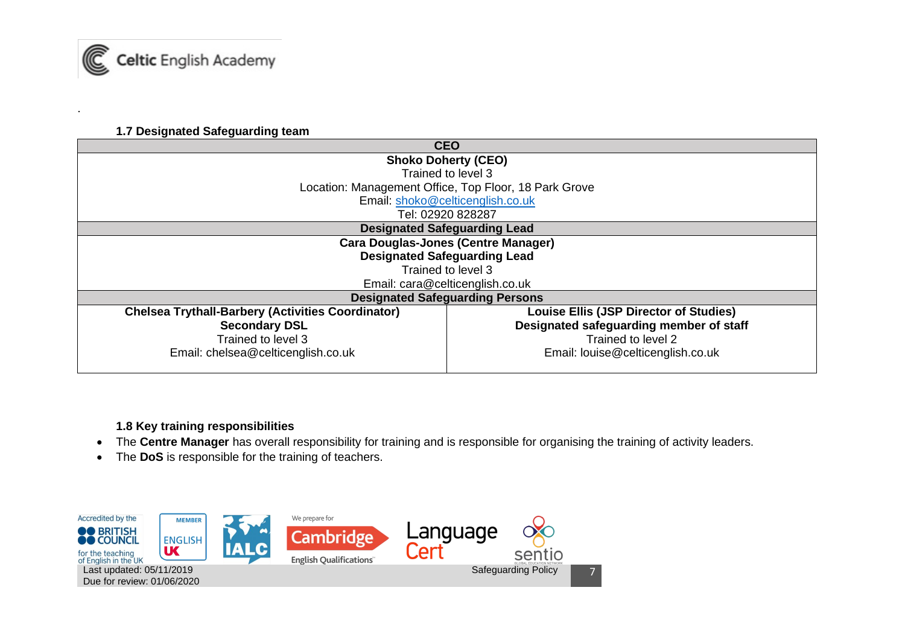### 1.7 Designated Safeguarding team

| CEO | |
|---|---|
| **Shoko Doherty (CEO)**<br>Trained to level 3<br>Location: Management Office, Top Floor, 18 Park Grove<br>Email: shoko@celticenglish.co.uk<br>Tel: 02920 828287 | |
| **Designated Safeguarding Lead** | |
| **Cara Douglas-Jones (Centre Manager)**<br>**Designated Safeguarding Lead**<br>Trained to level 3<br>Email: cara@celticenglish.co.uk | |
| **Designated Safeguarding Persons** | |
| **Chelsea Trythall-Barbery (Activities Coordinator)**<br>**Secondary DSL**<br>Trained to level 3<br>Email: chelsea@celticenglish.co.uk | **Louise Ellis (JSP Director of Studies)**<br>**Designated safeguarding member of staff**<br>Trained to level 2<br>Email: louise@celticenglish.co.uk |

### 1.8 Key training responsibilities

- The **Centre Manager** has overall responsibility for training and is responsible for organising the training of activity leaders.
- The **DoS** is responsible for the training of teachers.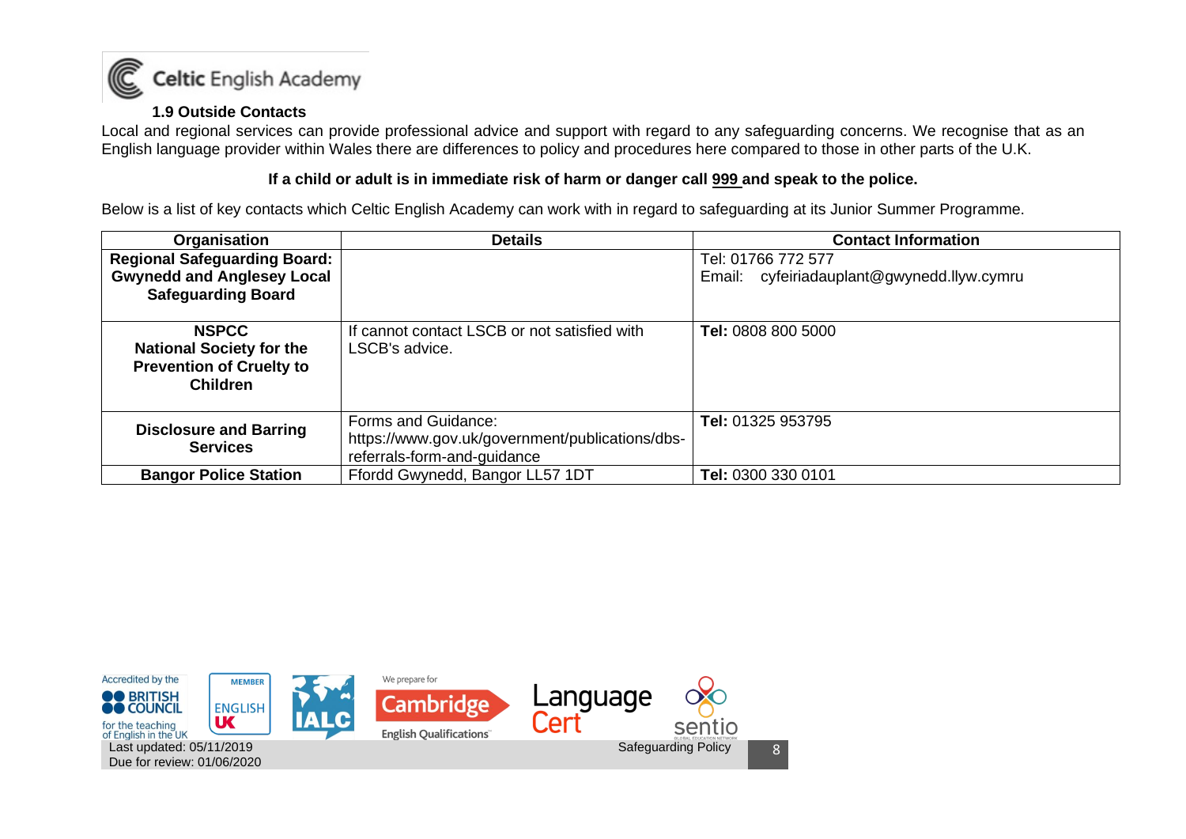### 1.9 Outside Contacts

Local and regional services can provide professional advice and support with regard to any safeguarding concerns. We recognise that as an English language provider within Wales there are differences to policy and procedures here compared to those in other parts of the U.K.

**If a child or adult is in immediate risk of harm or danger call 999 and speak to the police.**

Below is a list of key contacts which Celtic English Academy can work with in regard to safeguarding at its Junior Summer Programme.

| Organisation | Details | Contact Information |
| --- | --- | --- |
| **Regional Safeguarding Board: Gwynedd and Anglesey Local Safeguarding Board** | | Tel: 01766 772 577<br>Email: cyfeiriadauplant@gwynedd.llyw.cymru |
| **NSPCC National Society for the Prevention of Cruelty to Children** | If cannot contact LSCB or not satisfied with LSCB's advice. | **Tel:** 0808 800 5000 |
| **Disclosure and Barring Services** | Forms and Guidance: https://www.gov.uk/government/publications/dbs-referrals-form-and-guidance | **Tel:** 01325 953795 |
| **Bangor Police Station** | Ffordd Gwynedd, Bangor LL57 1DT | **Tel:** 0300 330 0101 |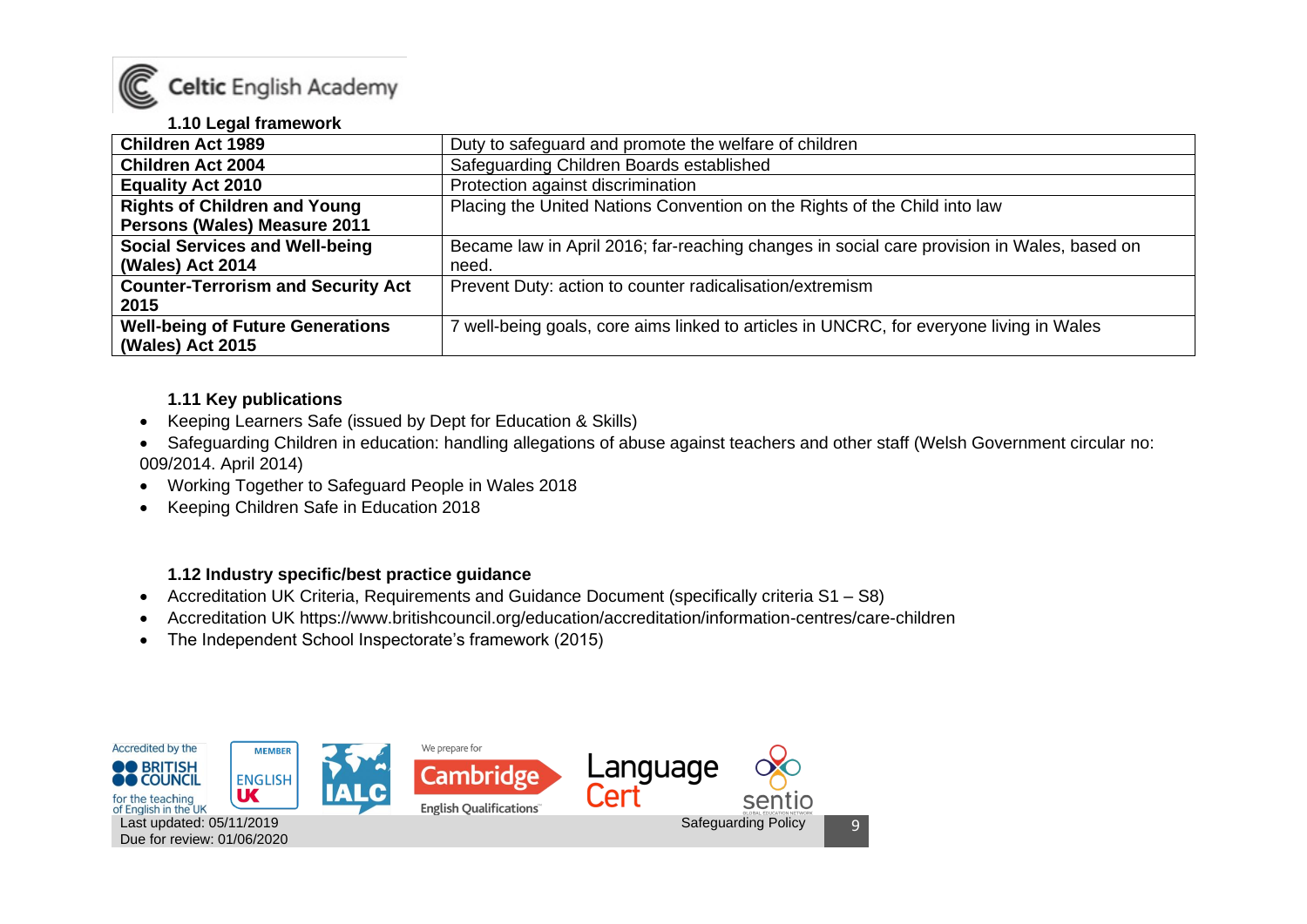### 1.10 Legal framework

| | |
|---|---|
| **Children Act 1989** | Duty to safeguard and promote the welfare of children |
| **Children Act 2004** | Safeguarding Children Boards established |
| **Equality Act 2010** | Protection against discrimination |
| **Rights of Children and Young Persons (Wales) Measure 2011** | Placing the United Nations Convention on the Rights of the Child into law |
| **Social Services and Well-being (Wales) Act 2014** | Became law in April 2016; far-reaching changes in social care provision in Wales, based on need. |
| **Counter-Terrorism and Security Act 2015** | Prevent Duty: action to counter radicalisation/extremism |
| **Well-being of Future Generations (Wales) Act 2015** | 7 well-being goals, core aims linked to articles in UNCRC, for everyone living in Wales |

### 1.11 Key publications

- Keeping Learners Safe (issued by Dept for Education & Skills)
- Safeguarding Children in education: handling allegations of abuse against teachers and other staff (Welsh Government circular no: 009/2014. April 2014)
- Working Together to Safeguard People in Wales 2018
- Keeping Children Safe in Education 2018

### 1.12 Industry specific/best practice guidance

- Accreditation UK Criteria, Requirements and Guidance Document (specifically criteria S1 – S8)
- Accreditation UK https://www.britishcouncil.org/education/accreditation/information-centres/care-children
- The Independent School Inspectorate's framework (2015)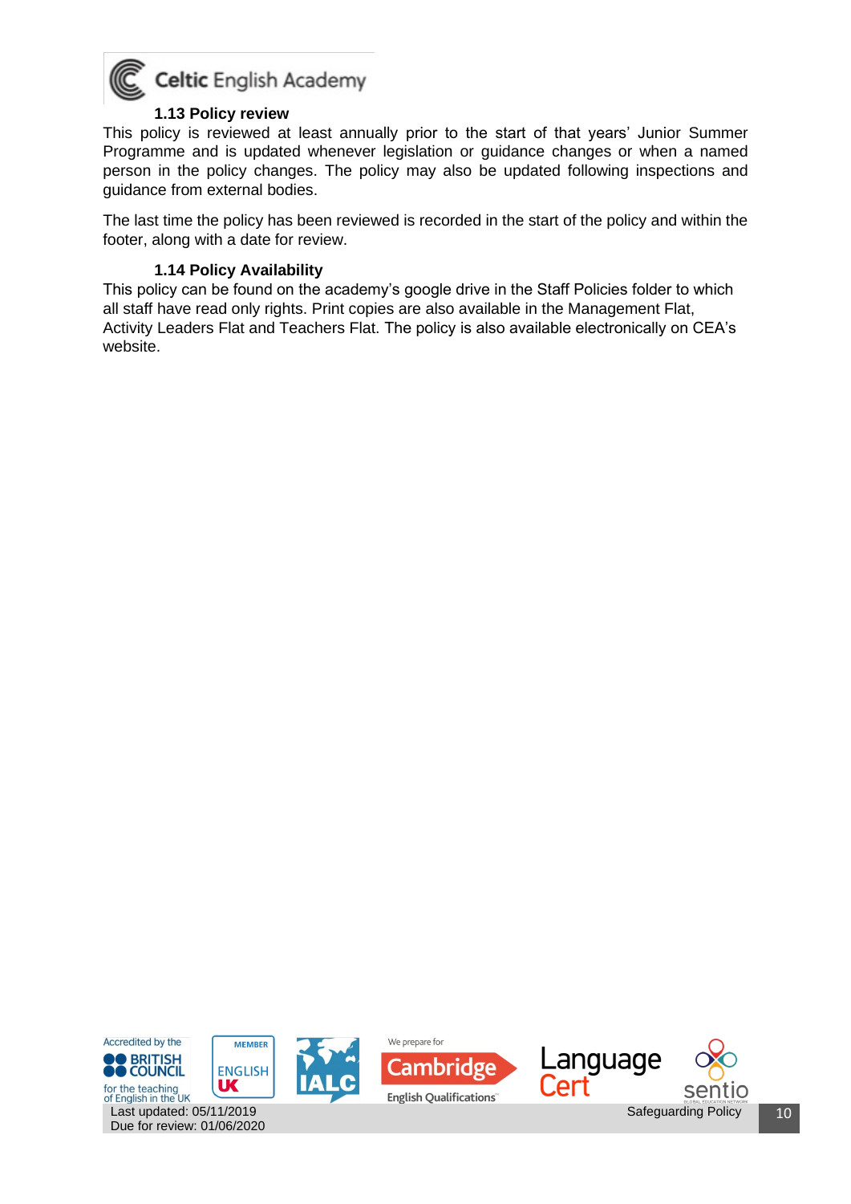### 1.13 Policy review

This policy is reviewed at least annually prior to the start of that years' Junior Summer Programme and is updated whenever legislation or guidance changes or when a named person in the policy changes. The policy may also be updated following inspections and guidance from external bodies.

The last time the policy has been reviewed is recorded in the start of the policy and within the footer, along with a date for review.

### 1.14 Policy Availability

This policy can be found on the academy's google drive in the Staff Policies folder to which all staff have read only rights. Print copies are also available in the Management Flat, Activity Leaders Flat and Teachers Flat. The policy is also available electronically on CEA's website.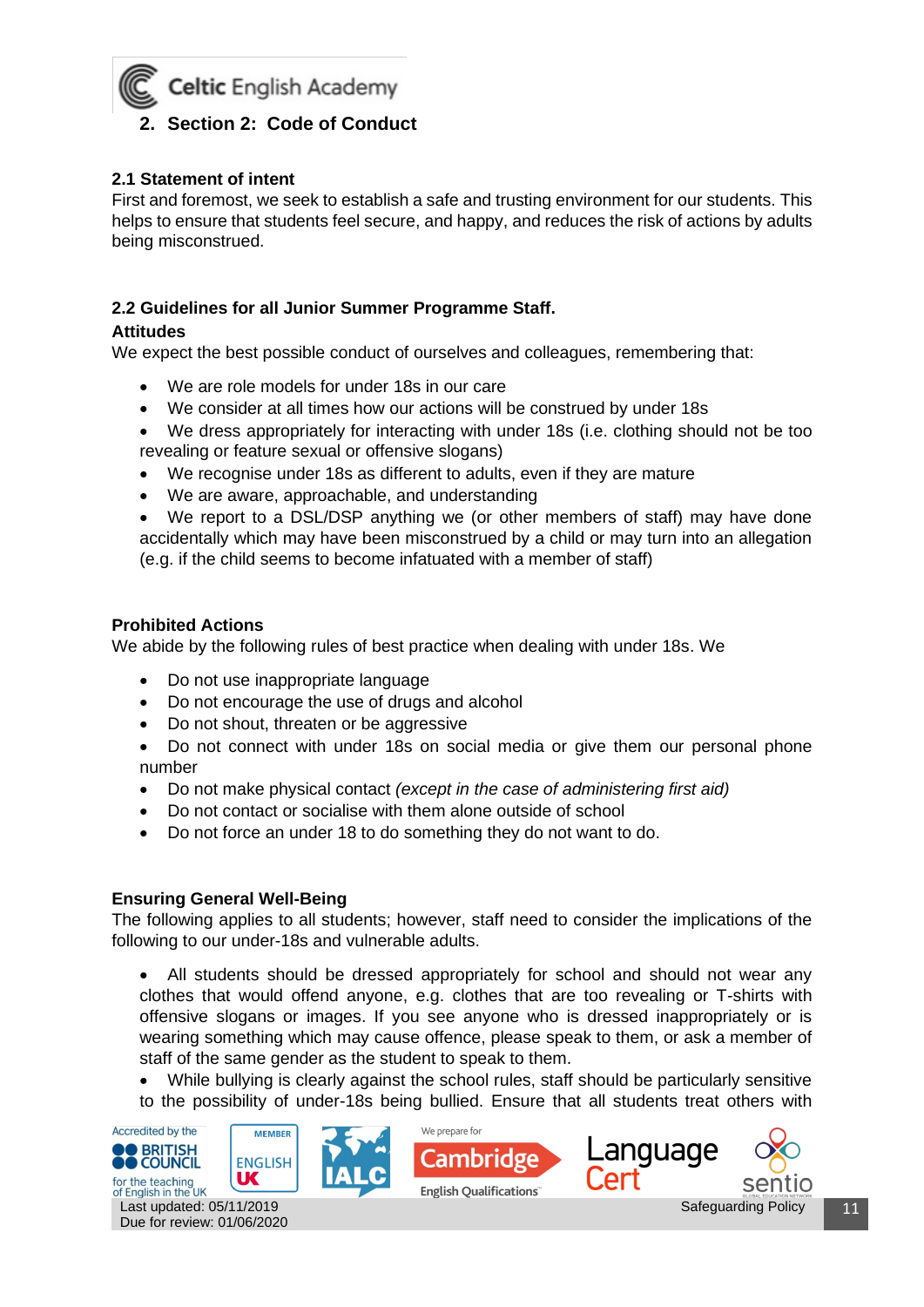## 2. Section 2: Code of Conduct

### 2.1 Statement of intent

First and foremost, we seek to establish a safe and trusting environment for our students. This helps to ensure that students feel secure, and happy, and reduces the risk of actions by adults being misconstrued.

### 2.2 Guidelines for all Junior Summer Programme Staff.

**Attitudes**

We expect the best possible conduct of ourselves and colleagues, remembering that:

- We are role models for under 18s in our care
- We consider at all times how our actions will be construed by under 18s
- We dress appropriately for interacting with under 18s (i.e. clothing should not be too revealing or feature sexual or offensive slogans)
- We recognise under 18s as different to adults, even if they are mature
- We are aware, approachable, and understanding
- We report to a DSL/DSP anything we (or other members of staff) may have done accidentally which may have been misconstrued by a child or may turn into an allegation (e.g. if the child seems to become infatuated with a member of staff)

**Prohibited Actions**

We abide by the following rules of best practice when dealing with under 18s. We

- Do not use inappropriate language
- Do not encourage the use of drugs and alcohol
- Do not shout, threaten or be aggressive
- Do not connect with under 18s on social media or give them our personal phone number
- Do not make physical contact *(except in the case of administering first aid)*
- Do not contact or socialise with them alone outside of school
- Do not force an under 18 to do something they do not want to do.

**Ensuring General Well-Being**

The following applies to all students; however, staff need to consider the implications of the following to our under-18s and vulnerable adults.

- All students should be dressed appropriately for school and should not wear any clothes that would offend anyone, e.g. clothes that are too revealing or T-shirts with offensive slogans or images. If you see anyone who is dressed inappropriately or is wearing something which may cause offence, please speak to them, or ask a member of staff of the same gender as the student to speak to them.
- While bullying is clearly against the school rules, staff should be particularly sensitive to the possibility of under-18s being bullied. Ensure that all students treat others with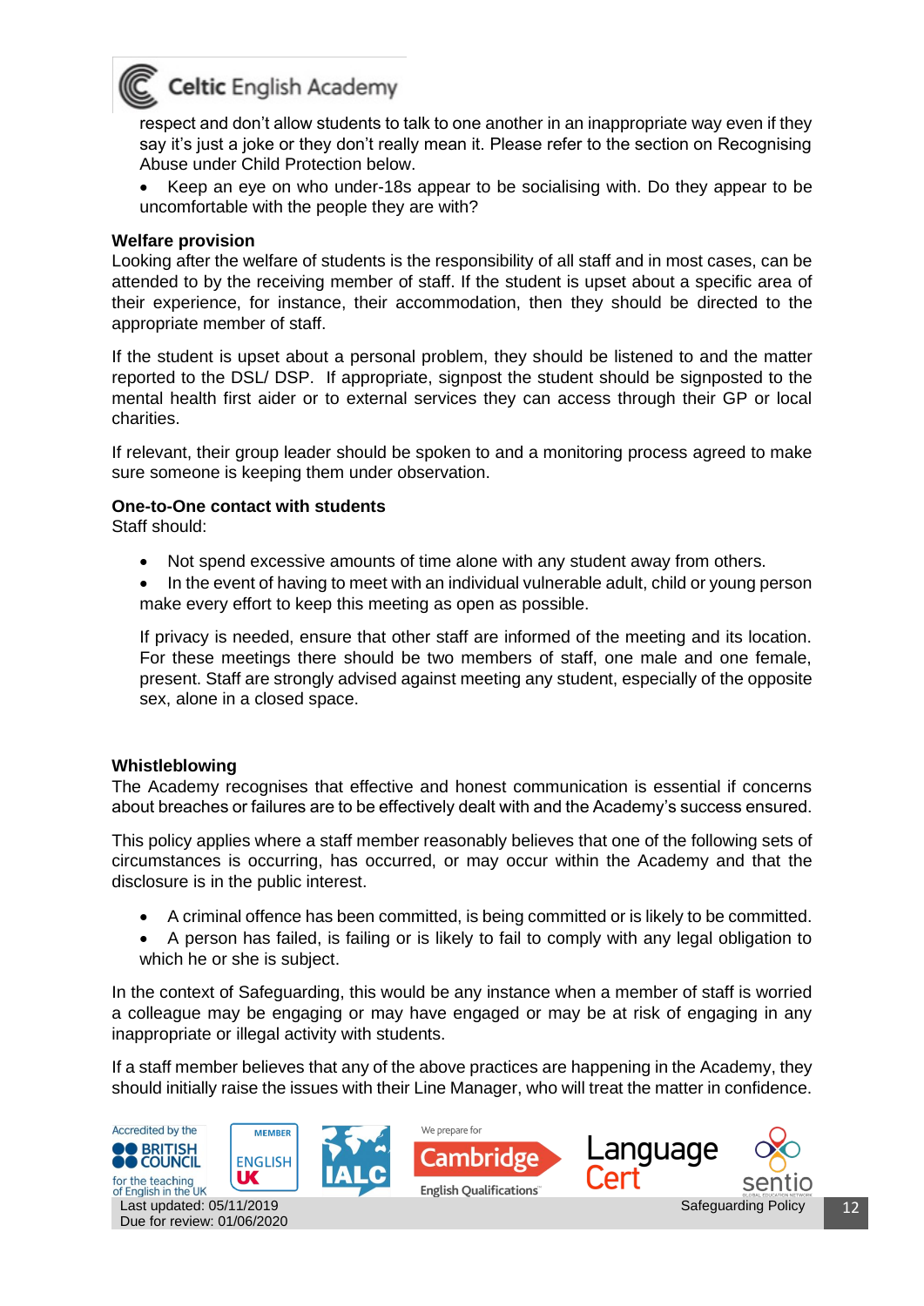respect and don't allow students to talk to one another in an inappropriate way even if they say it's just a joke or they don't really mean it. Please refer to the section on Recognising Abuse under Child Protection below.

- Keep an eye on who under-18s appear to be socialising with. Do they appear to be uncomfortable with the people they are with?

**Welfare provision**

Looking after the welfare of students is the responsibility of all staff and in most cases, can be attended to by the receiving member of staff. If the student is upset about a specific area of their experience, for instance, their accommodation, then they should be directed to the appropriate member of staff.

If the student is upset about a personal problem, they should be listened to and the matter reported to the DSL/ DSP. If appropriate, signpost the student should be signposted to the mental health first aider or to external services they can access through their GP or local charities.

If relevant, their group leader should be spoken to and a monitoring process agreed to make sure someone is keeping them under observation.

**One-to-One contact with students**

Staff should:

- Not spend excessive amounts of time alone with any student away from others.
- In the event of having to meet with an individual vulnerable adult, child or young person make every effort to keep this meeting as open as possible.

If privacy is needed, ensure that other staff are informed of the meeting and its location. For these meetings there should be two members of staff, one male and one female, present. Staff are strongly advised against meeting any student, especially of the opposite sex, alone in a closed space.

**Whistleblowing**

The Academy recognises that effective and honest communication is essential if concerns about breaches or failures are to be effectively dealt with and the Academy's success ensured.

This policy applies where a staff member reasonably believes that one of the following sets of circumstances is occurring, has occurred, or may occur within the Academy and that the disclosure is in the public interest.

- A criminal offence has been committed, is being committed or is likely to be committed.
- A person has failed, is failing or is likely to fail to comply with any legal obligation to which he or she is subject.

In the context of Safeguarding, this would be any instance when a member of staff is worried a colleague may be engaging or may have engaged or may be at risk of engaging in any inappropriate or illegal activity with students.

If a staff member believes that any of the above practices are happening in the Academy, they should initially raise the issues with their Line Manager, who will treat the matter in confidence.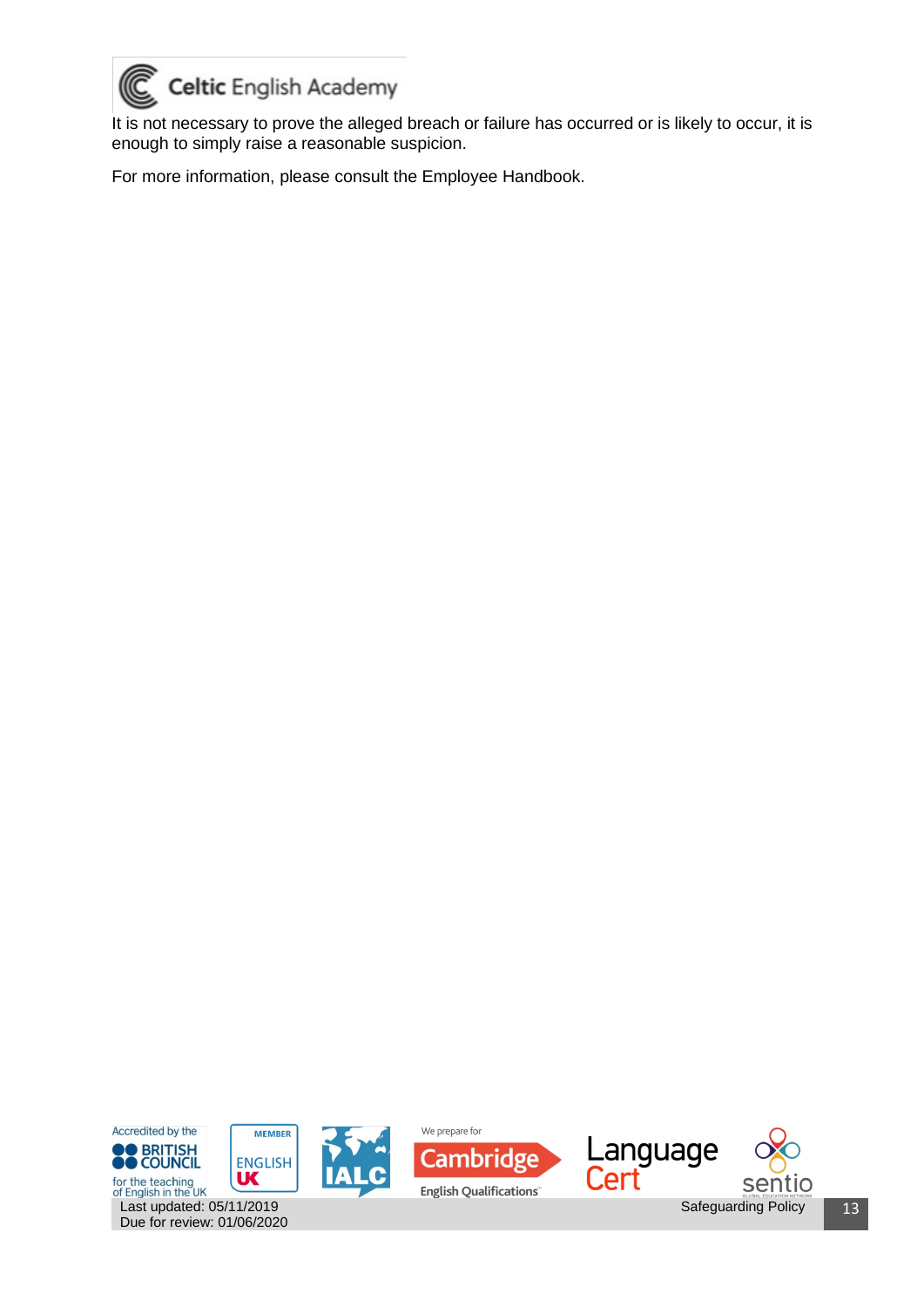It is not necessary to prove the alleged breach or failure has occurred or is likely to occur, it is enough to simply raise a reasonable suspicion.

For more information, please consult the Employee Handbook.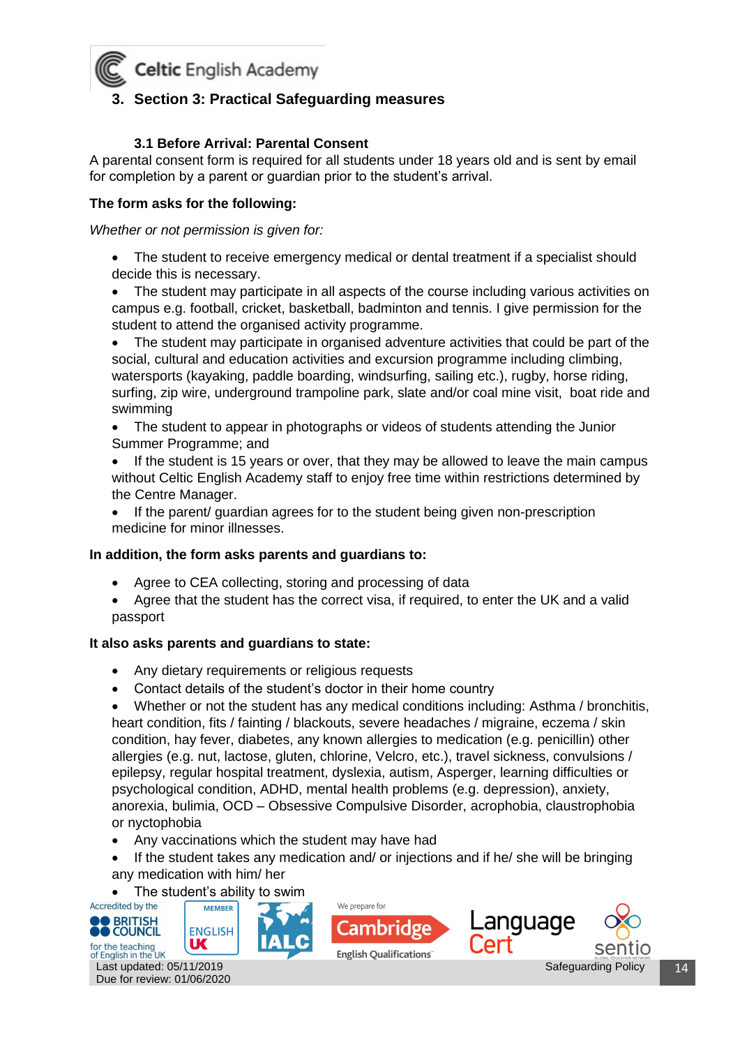## 3. Section 3: Practical Safeguarding measures

### 3.1 Before Arrival: Parental Consent

A parental consent form is required for all students under 18 years old and is sent by email for completion by a parent or guardian prior to the student's arrival.

**The form asks for the following:**

*Whether or not permission is given for:*

- The student to receive emergency medical or dental treatment if a specialist should decide this is necessary.
- The student may participate in all aspects of the course including various activities on campus e.g. football, cricket, basketball, badminton and tennis. I give permission for the student to attend the organised activity programme.
- The student may participate in organised adventure activities that could be part of the social, cultural and education activities and excursion programme including climbing, watersports (kayaking, paddle boarding, windsurfing, sailing etc.), rugby, horse riding, surfing, zip wire, underground trampoline park, slate and/or coal mine visit, boat ride and swimming
- The student to appear in photographs or videos of students attending the Junior Summer Programme; and
- If the student is 15 years or over, that they may be allowed to leave the main campus without Celtic English Academy staff to enjoy free time within restrictions determined by the Centre Manager.
- If the parent/ guardian agrees for to the student being given non-prescription medicine for minor illnesses.

**In addition, the form asks parents and guardians to:**

- Agree to CEA collecting, storing and processing of data
- Agree that the student has the correct visa, if required, to enter the UK and a valid passport

**It also asks parents and guardians to state:**

- Any dietary requirements or religious requests
- Contact details of the student's doctor in their home country
- Whether or not the student has any medical conditions including: Asthma / bronchitis, heart condition, fits / fainting / blackouts, severe headaches / migraine, eczema / skin condition, hay fever, diabetes, any known allergies to medication (e.g. penicillin) other allergies (e.g. nut, lactose, gluten, chlorine, Velcro, etc.), travel sickness, convulsions / epilepsy, regular hospital treatment, dyslexia, autism, Asperger, learning difficulties or psychological condition, ADHD, mental health problems (e.g. depression), anxiety, anorexia, bulimia, OCD – Obsessive Compulsive Disorder, acrophobia, claustrophobia or nyctophobia
- Any vaccinations which the student may have had
- If the student takes any medication and/ or injections and if he/ she will be bringing any medication with him/ her
- The student's ability to swim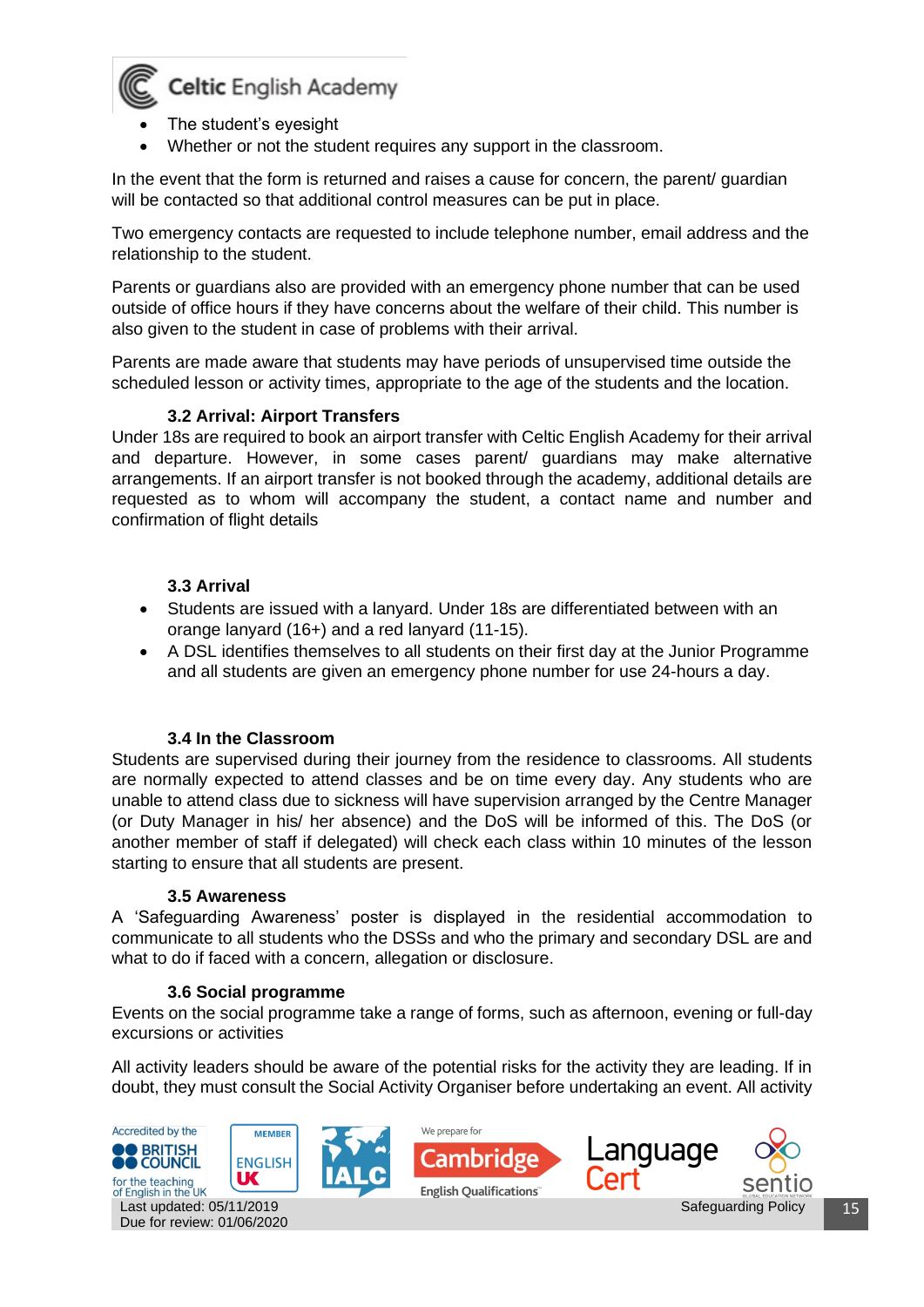- The student's eyesight
- Whether or not the student requires any support in the classroom.

In the event that the form is returned and raises a cause for concern, the parent/ guardian will be contacted so that additional control measures can be put in place.

Two emergency contacts are requested to include telephone number, email address and the relationship to the student.

Parents or guardians also are provided with an emergency phone number that can be used outside of office hours if they have concerns about the welfare of their child. This number is also given to the student in case of problems with their arrival.

Parents are made aware that students may have periods of unsupervised time outside the scheduled lesson or activity times, appropriate to the age of the students and the location.

### 3.2 Arrival: Airport Transfers

Under 18s are required to book an airport transfer with Celtic English Academy for their arrival and departure. However, in some cases parent/ guardians may make alternative arrangements. If an airport transfer is not booked through the academy, additional details are requested as to whom will accompany the student, a contact name and number and confirmation of flight details

### 3.3 Arrival

- Students are issued with a lanyard. Under 18s are differentiated between with an orange lanyard (16+) and a red lanyard (11-15).
- A DSL identifies themselves to all students on their first day at the Junior Programme and all students are given an emergency phone number for use 24-hours a day.

### 3.4 In the Classroom

Students are supervised during their journey from the residence to classrooms. All students are normally expected to attend classes and be on time every day. Any students who are unable to attend class due to sickness will have supervision arranged by the Centre Manager (or Duty Manager in his/ her absence) and the DoS will be informed of this. The DoS (or another member of staff if delegated) will check each class within 10 minutes of the lesson starting to ensure that all students are present.

### 3.5 Awareness

A 'Safeguarding Awareness' poster is displayed in the residential accommodation to communicate to all students who the DSSs and who the primary and secondary DSL are and what to do if faced with a concern, allegation or disclosure.

### 3.6 Social programme

Events on the social programme take a range of forms, such as afternoon, evening or full-day excursions or activities

All activity leaders should be aware of the potential risks for the activity they are leading. If in doubt, they must consult the Social Activity Organiser before undertaking an event. All activity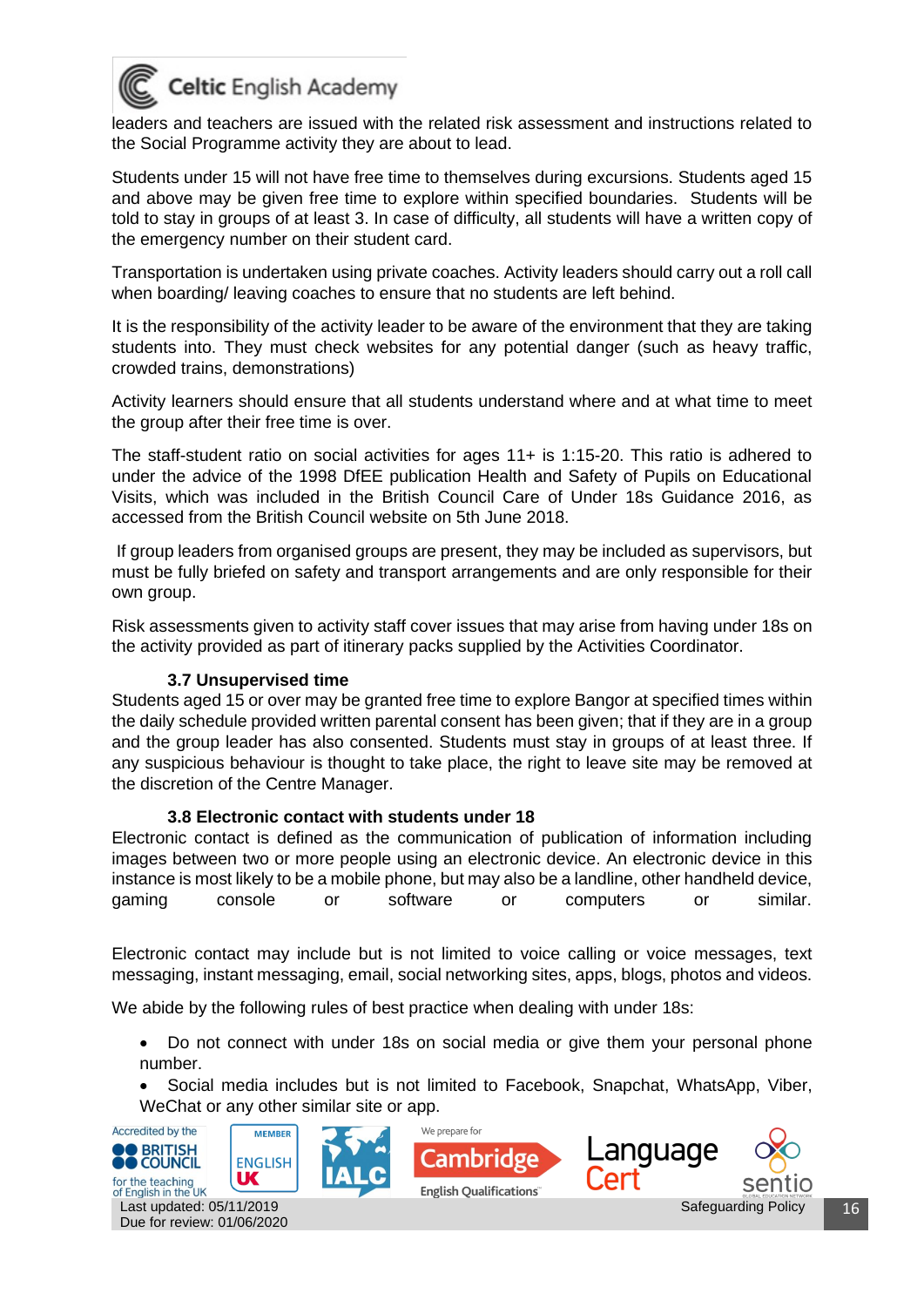leaders and teachers are issued with the related risk assessment and instructions related to the Social Programme activity they are about to lead.

Students under 15 will not have free time to themselves during excursions. Students aged 15 and above may be given free time to explore within specified boundaries. Students will be told to stay in groups of at least 3. In case of difficulty, all students will have a written copy of the emergency number on their student card.

Transportation is undertaken using private coaches. Activity leaders should carry out a roll call when boarding/ leaving coaches to ensure that no students are left behind.

It is the responsibility of the activity leader to be aware of the environment that they are taking students into. They must check websites for any potential danger (such as heavy traffic, crowded trains, demonstrations)

Activity learners should ensure that all students understand where and at what time to meet the group after their free time is over.

The staff-student ratio on social activities for ages 11+ is 1:15-20. This ratio is adhered to under the advice of the 1998 DfEE publication Health and Safety of Pupils on Educational Visits, which was included in the British Council Care of Under 18s Guidance 2016, as accessed from the British Council website on 5th June 2018.

If group leaders from organised groups are present, they may be included as supervisors, but must be fully briefed on safety and transport arrangements and are only responsible for their own group.

Risk assessments given to activity staff cover issues that may arise from having under 18s on the activity provided as part of itinerary packs supplied by the Activities Coordinator.

### 3.7 Unsupervised time

Students aged 15 or over may be granted free time to explore Bangor at specified times within the daily schedule provided written parental consent has been given; that if they are in a group and the group leader has also consented. Students must stay in groups of at least three. If any suspicious behaviour is thought to take place, the right to leave site may be removed at the discretion of the Centre Manager.

### 3.8 Electronic contact with students under 18

Electronic contact is defined as the communication of publication of information including images between two or more people using an electronic device. An electronic device in this instance is most likely to be a mobile phone, but may also be a landline, other handheld device, gaming console or software or computers or similar.

Electronic contact may include but is not limited to voice calling or voice messages, text messaging, instant messaging, email, social networking sites, apps, blogs, photos and videos.

We abide by the following rules of best practice when dealing with under 18s:

- Do not connect with under 18s on social media or give them your personal phone number.
- Social media includes but is not limited to Facebook, Snapchat, WhatsApp, Viber, WeChat or any other similar site or app.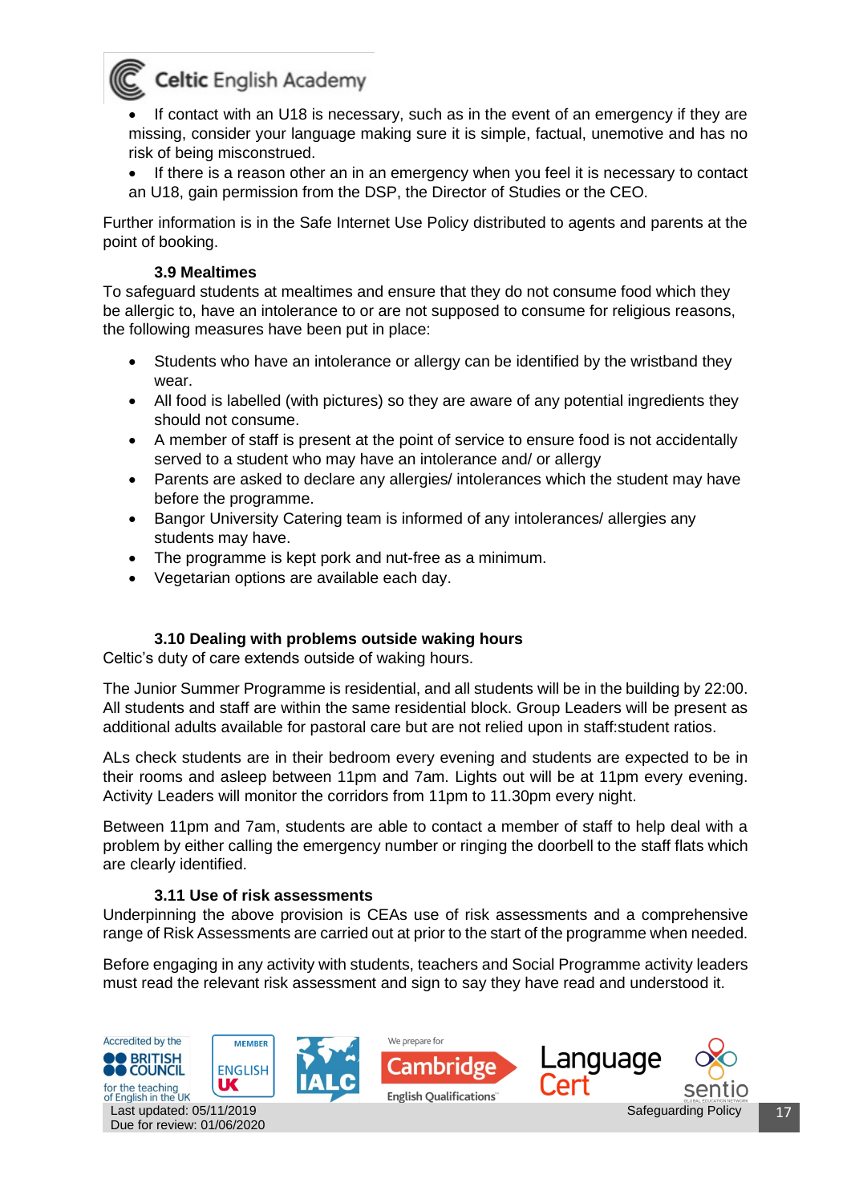- If contact with an U18 is necessary, such as in the event of an emergency if they are missing, consider your language making sure it is simple, factual, unemotive and has no risk of being misconstrued.
- If there is a reason other an in an emergency when you feel it is necessary to contact an U18, gain permission from the DSP, the Director of Studies or the CEO.

Further information is in the Safe Internet Use Policy distributed to agents and parents at the point of booking.

### 3.9 Mealtimes

To safeguard students at mealtimes and ensure that they do not consume food which they be allergic to, have an intolerance to or are not supposed to consume for religious reasons, the following measures have been put in place:

- Students who have an intolerance or allergy can be identified by the wristband they wear.
- All food is labelled (with pictures) so they are aware of any potential ingredients they should not consume.
- A member of staff is present at the point of service to ensure food is not accidentally served to a student who may have an intolerance and/ or allergy
- Parents are asked to declare any allergies/ intolerances which the student may have before the programme.
- Bangor University Catering team is informed of any intolerances/ allergies any students may have.
- The programme is kept pork and nut-free as a minimum.
- Vegetarian options are available each day.

### 3.10 Dealing with problems outside waking hours

Celtic's duty of care extends outside of waking hours.

The Junior Summer Programme is residential, and all students will be in the building by 22:00. All students and staff are within the same residential block. Group Leaders will be present as additional adults available for pastoral care but are not relied upon in staff:student ratios.

ALs check students are in their bedroom every evening and students are expected to be in their rooms and asleep between 11pm and 7am. Lights out will be at 11pm every evening. Activity Leaders will monitor the corridors from 11pm to 11.30pm every night.

Between 11pm and 7am, students are able to contact a member of staff to help deal with a problem by either calling the emergency number or ringing the doorbell to the staff flats which are clearly identified.

### 3.11 Use of risk assessments

Underpinning the above provision is CEAs use of risk assessments and a comprehensive range of Risk Assessments are carried out at prior to the start of the programme when needed.

Before engaging in any activity with students, teachers and Social Programme activity leaders must read the relevant risk assessment and sign to say they have read and understood it.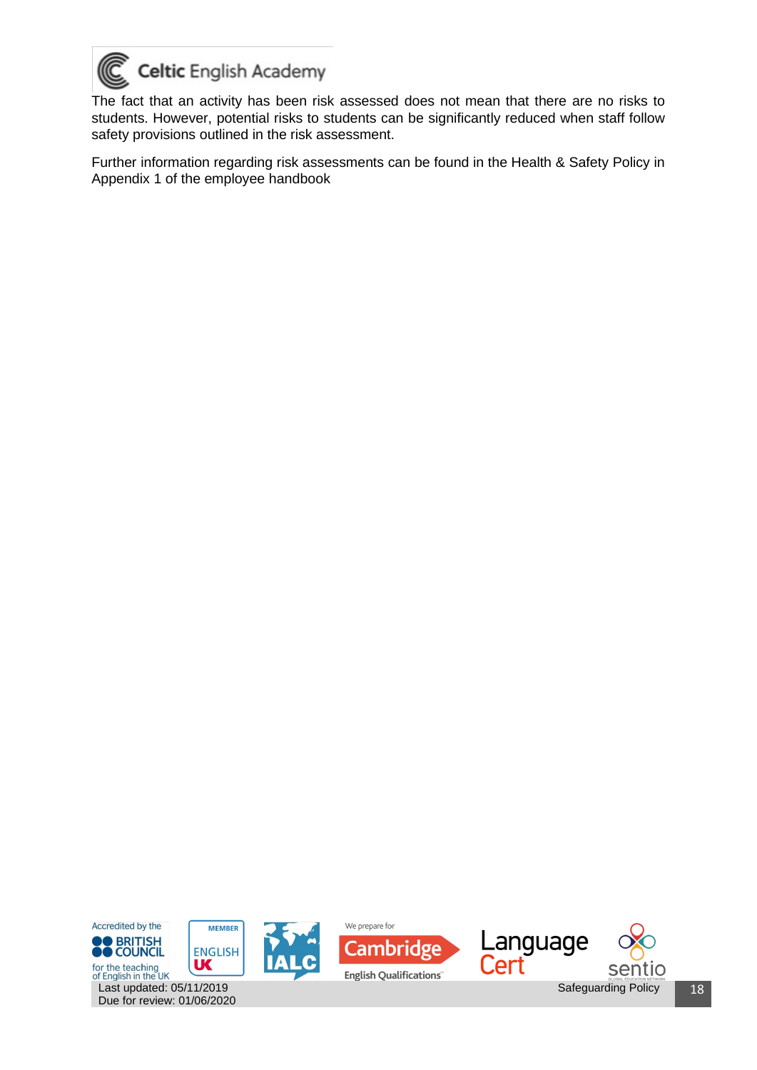The fact that an activity has been risk assessed does not mean that there are no risks to students. However, potential risks to students can be significantly reduced when staff follow safety provisions outlined in the risk assessment.

Further information regarding risk assessments can be found in the Health & Safety Policy in Appendix 1 of the employee handbook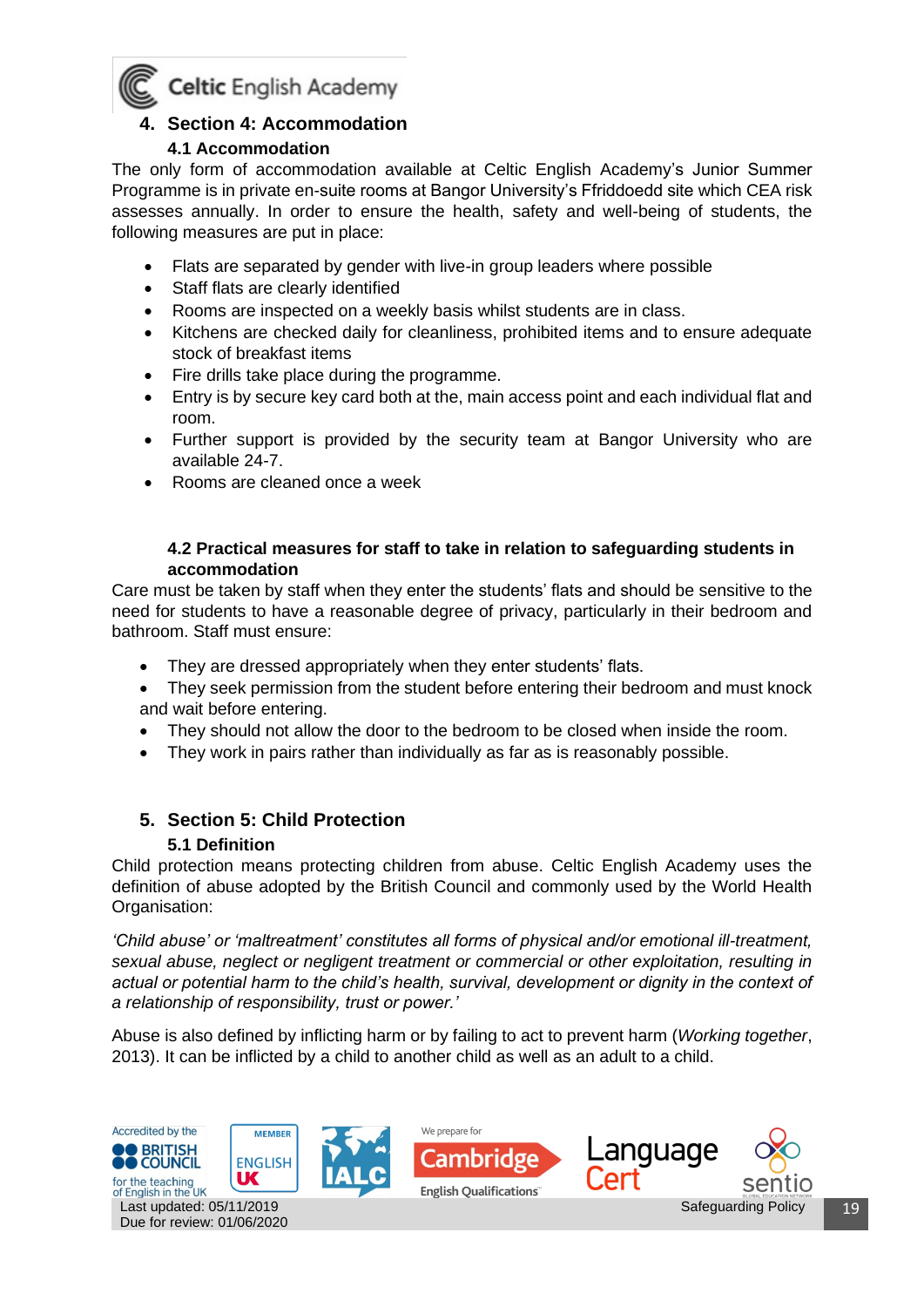## 4. Section 4: Accommodation

### 4.1 Accommodation

The only form of accommodation available at Celtic English Academy's Junior Summer Programme is in private en-suite rooms at Bangor University's Ffriddoedd site which CEA risk assesses annually. In order to ensure the health, safety and well-being of students, the following measures are put in place:

- Flats are separated by gender with live-in group leaders where possible
- Staff flats are clearly identified
- Rooms are inspected on a weekly basis whilst students are in class.
- Kitchens are checked daily for cleanliness, prohibited items and to ensure adequate stock of breakfast items
- Fire drills take place during the programme.
- Entry is by secure key card both at the, main access point and each individual flat and room.
- Further support is provided by the security team at Bangor University who are available 24-7.
- Rooms are cleaned once a week

### 4.2 Practical measures for staff to take in relation to safeguarding students in accommodation

Care must be taken by staff when they enter the students' flats and should be sensitive to the need for students to have a reasonable degree of privacy, particularly in their bedroom and bathroom. Staff must ensure:

- They are dressed appropriately when they enter students' flats.
- They seek permission from the student before entering their bedroom and must knock and wait before entering.
- They should not allow the door to the bedroom to be closed when inside the room.
- They work in pairs rather than individually as far as is reasonably possible.

## 5. Section 5: Child Protection

### 5.1 Definition

Child protection means protecting children from abuse. Celtic English Academy uses the definition of abuse adopted by the British Council and commonly used by the World Health Organisation:

*'Child abuse' or 'maltreatment' constitutes all forms of physical and/or emotional ill-treatment, sexual abuse, neglect or negligent treatment or commercial or other exploitation, resulting in actual or potential harm to the child's health, survival, development or dignity in the context of a relationship of responsibility, trust or power.'*

Abuse is also defined by inflicting harm or by failing to act to prevent harm (*Working together*, 2013). It can be inflicted by a child to another child as well as an adult to a child.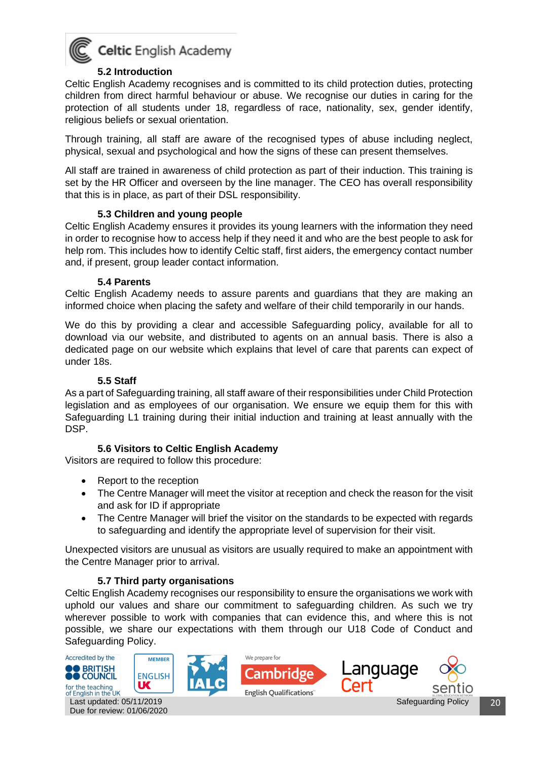### 5.2 Introduction

Celtic English Academy recognises and is committed to its child protection duties, protecting children from direct harmful behaviour or abuse. We recognise our duties in caring for the protection of all students under 18, regardless of race, nationality, sex, gender identify, religious beliefs or sexual orientation.

Through training, all staff are aware of the recognised types of abuse including neglect, physical, sexual and psychological and how the signs of these can present themselves.

All staff are trained in awareness of child protection as part of their induction. This training is set by the HR Officer and overseen by the line manager. The CEO has overall responsibility that this is in place, as part of their DSL responsibility.

### 5.3 Children and young people

Celtic English Academy ensures it provides its young learners with the information they need in order to recognise how to access help if they need it and who are the best people to ask for help rom. This includes how to identify Celtic staff, first aiders, the emergency contact number and, if present, group leader contact information.

### 5.4 Parents

Celtic English Academy needs to assure parents and guardians that they are making an informed choice when placing the safety and welfare of their child temporarily in our hands.

We do this by providing a clear and accessible Safeguarding policy, available for all to download via our website, and distributed to agents on an annual basis. There is also a dedicated page on our website which explains that level of care that parents can expect of under 18s.

### 5.5 Staff

As a part of Safeguarding training, all staff aware of their responsibilities under Child Protection legislation and as employees of our organisation. We ensure we equip them for this with Safeguarding L1 training during their initial induction and training at least annually with the DSP.

### 5.6 Visitors to Celtic English Academy

Visitors are required to follow this procedure:

- Report to the reception
- The Centre Manager will meet the visitor at reception and check the reason for the visit and ask for ID if appropriate
- The Centre Manager will brief the visitor on the standards to be expected with regards to safeguarding and identify the appropriate level of supervision for their visit.

Unexpected visitors are unusual as visitors are usually required to make an appointment with the Centre Manager prior to arrival.

### 5.7 Third party organisations

Celtic English Academy recognises our responsibility to ensure the organisations we work with uphold our values and share our commitment to safeguarding children. As such we try wherever possible to work with companies that can evidence this, and where this is not possible, we share our expectations with them through our U18 Code of Conduct and Safeguarding Policy.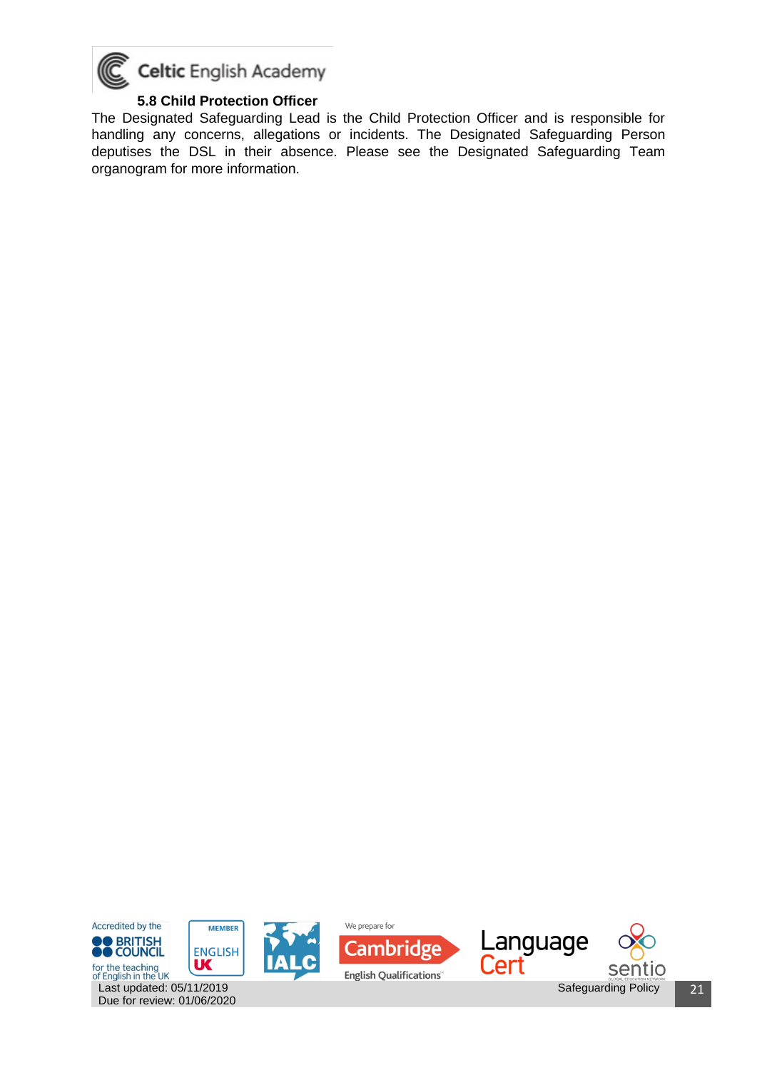### 5.8 Child Protection Officer

The Designated Safeguarding Lead is the Child Protection Officer and is responsible for handling any concerns, allegations or incidents. The Designated Safeguarding Person deputises the DSL in their absence. Please see the Designated Safeguarding Team organogram for more information.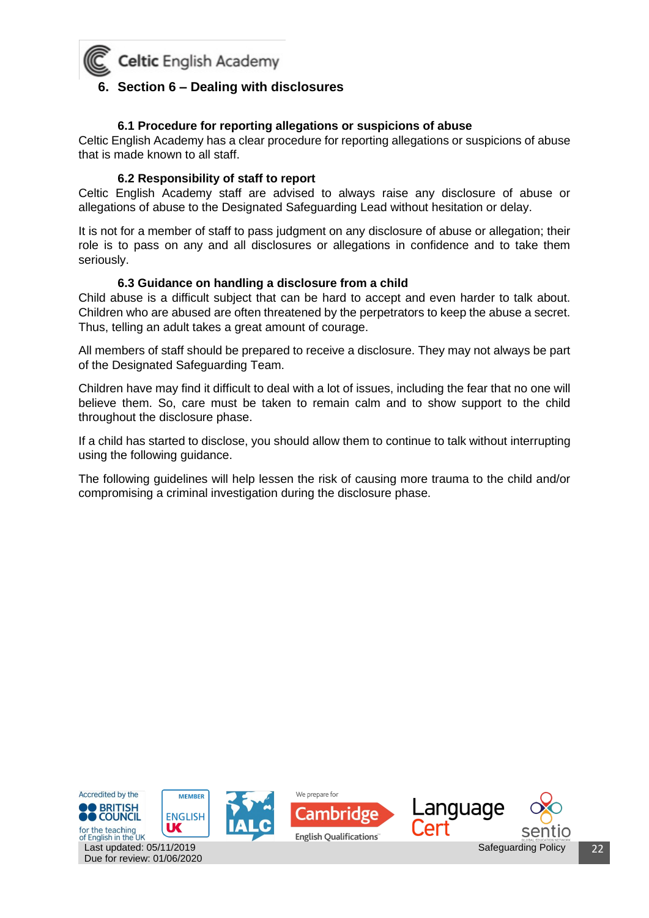# 6. Section 6 – Dealing with disclosures

### 6.1 Procedure for reporting allegations or suspicions of abuse

Celtic English Academy has a clear procedure for reporting allegations or suspicions of abuse that is made known to all staff.

### 6.2 Responsibility of staff to report

Celtic English Academy staff are advised to always raise any disclosure of abuse or allegations of abuse to the Designated Safeguarding Lead without hesitation or delay.

It is not for a member of staff to pass judgment on any disclosure of abuse or allegation; their role is to pass on any and all disclosures or allegations in confidence and to take them seriously.

### 6.3 Guidance on handling a disclosure from a child

Child abuse is a difficult subject that can be hard to accept and even harder to talk about. Children who are abused are often threatened by the perpetrators to keep the abuse a secret. Thus, telling an adult takes a great amount of courage.

All members of staff should be prepared to receive a disclosure. They may not always be part of the Designated Safeguarding Team.

Children have may find it difficult to deal with a lot of issues, including the fear that no one will believe them. So, care must be taken to remain calm and to show support to the child throughout the disclosure phase.

If a child has started to disclose, you should allow them to continue to talk without interrupting using the following guidance.

The following guidelines will help lessen the risk of causing more trauma to the child and/or compromising a criminal investigation during the disclosure phase.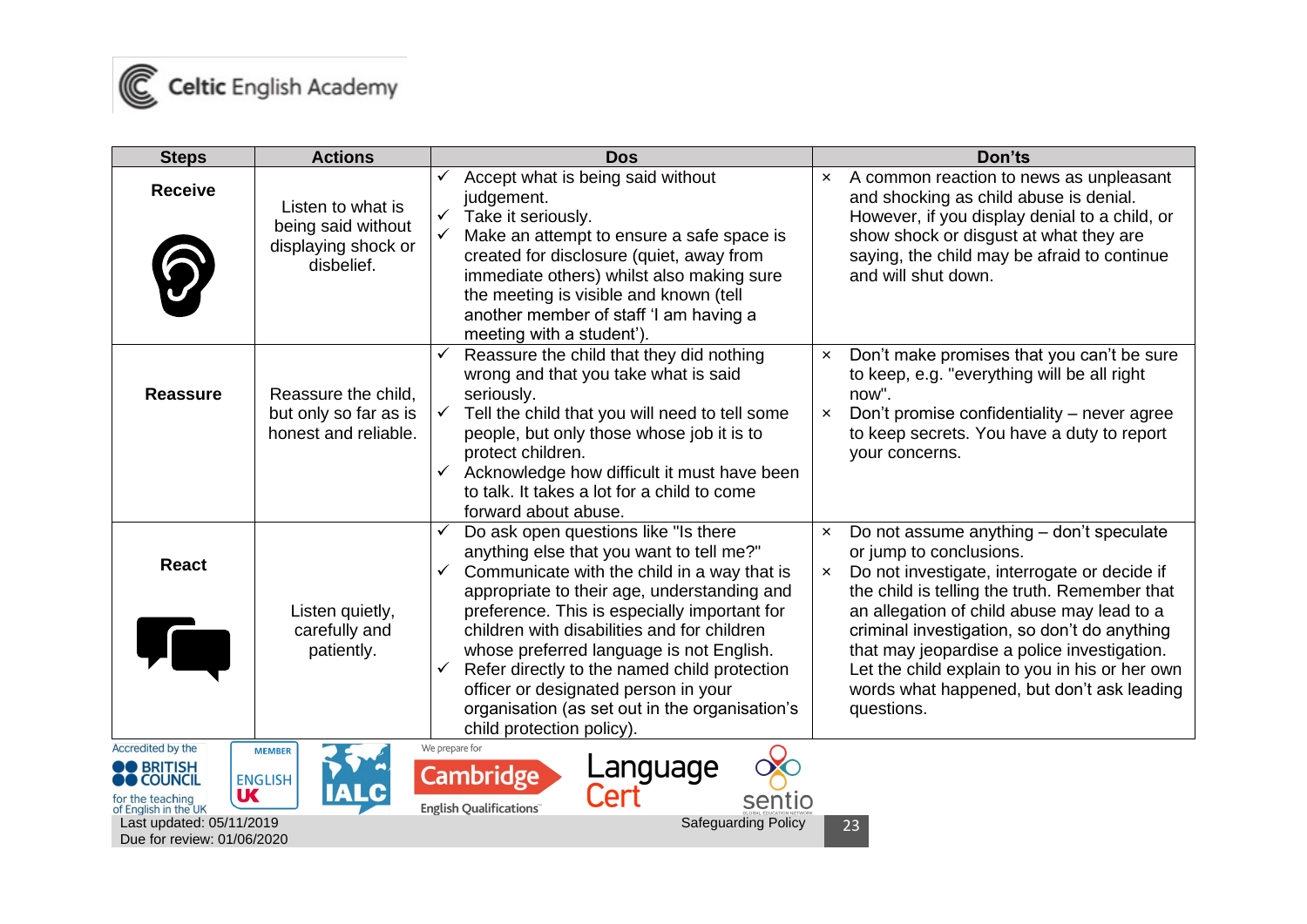| Steps | Actions | Dos | Don'ts |
|---|---|---|---|
| **Receive** | Listen to what is being said without displaying shock or disbelief. | ✓ Accept what is being said without judgement.<br>✓ Take it seriously.<br>✓ Make an attempt to ensure a safe space is created for disclosure (quiet, away from immediate others) whilst also making sure the meeting is visible and known (tell another member of staff 'I am having a meeting with a student'). | × A common reaction to news as unpleasant and shocking as child abuse is denial. However, if you display denial to a child, or show shock or disgust at what they are saying, the child may be afraid to continue and will shut down. |
| **Reassure** | Reassure the child, but only so far as is honest and reliable. | ✓ Reassure the child that they did nothing wrong and that you take what is said seriously.<br>✓ Tell the child that you will need to tell some people, but only those whose job it is to protect children.<br>✓ Acknowledge how difficult it must have been to talk. It takes a lot for a child to come forward about abuse. | × Don't make promises that you can't be sure to keep, e.g. "everything will be all right now".<br>× Don't promise confidentiality – never agree to keep secrets. You have a duty to report your concerns. |
| **React** | Listen quietly, carefully and patiently. | ✓ Do ask open questions like "Is there anything else that you want to tell me?"<br>✓ Communicate with the child in a way that is appropriate to their age, understanding and preference. This is especially important for children with disabilities and for children whose preferred language is not English.<br>✓ Refer directly to the named child protection officer or designated person in your organisation (as set out in the organisation's child protection policy). | × Do not assume anything – don't speculate or jump to conclusions.<br>× Do not investigate, interrogate or decide if the child is telling the truth. Remember that an allegation of child abuse may lead to a criminal investigation, so don't do anything that may jeopardise a police investigation. Let the child explain to you in his or her own words what happened, but don't ask leading questions. |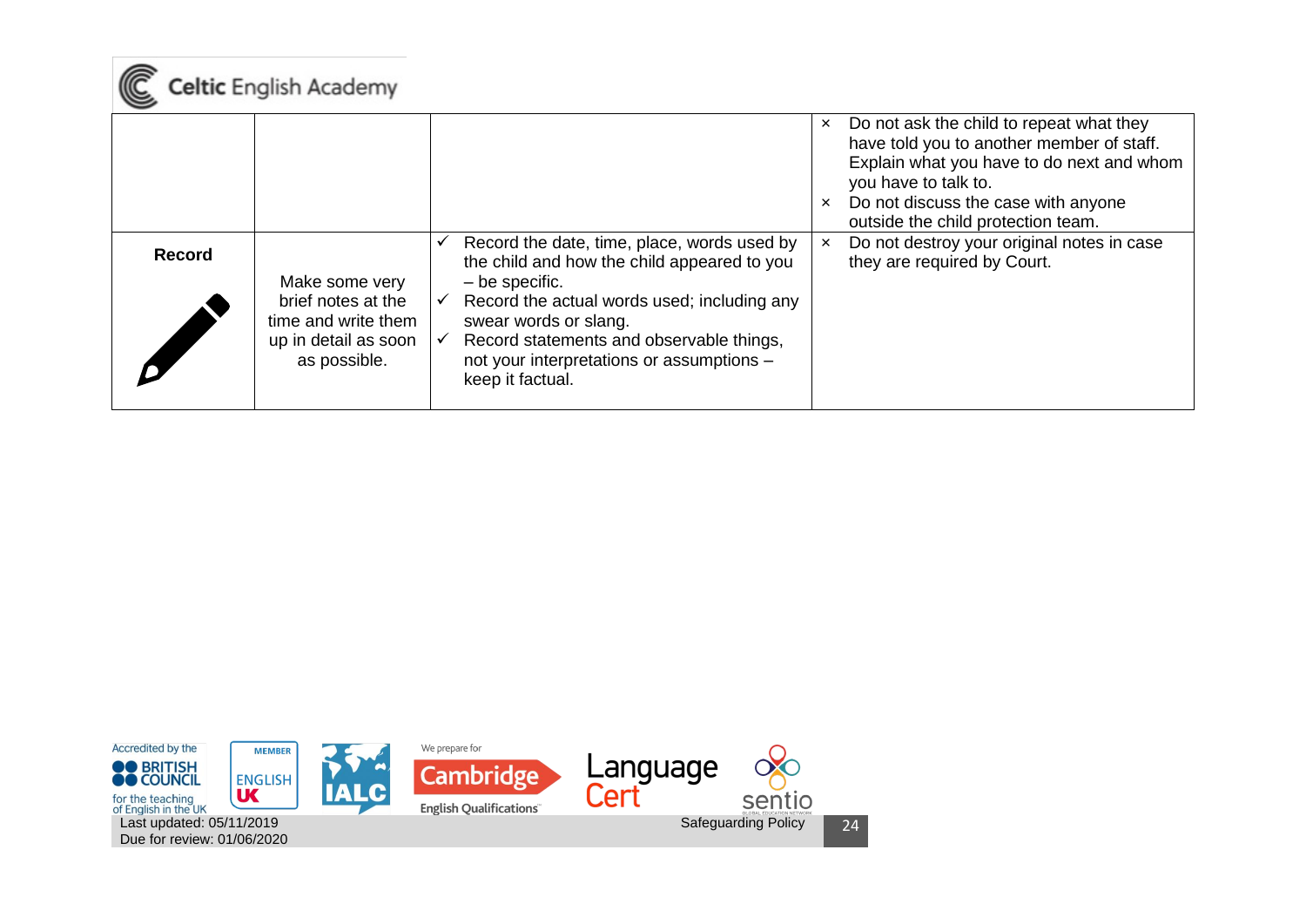|  |  |  |  |
|---|---|---|---|
|  |  |  | × Do not ask the child to repeat what they have told you to another member of staff. Explain what you have to do next and whom you have to talk to.<br>× Do not discuss the case with anyone outside the child protection team. |
| **Record** | Make some very brief notes at the time and write them up in detail as soon as possible. | ✓ Record the date, time, place, words used by the child and how the child appeared to you – be specific.<br>✓ Record the actual words used; including any swear words or slang.<br>✓ Record statements and observable things, not your interpretations or assumptions – keep it factual. | × Do not destroy your original notes in case they are required by Court. |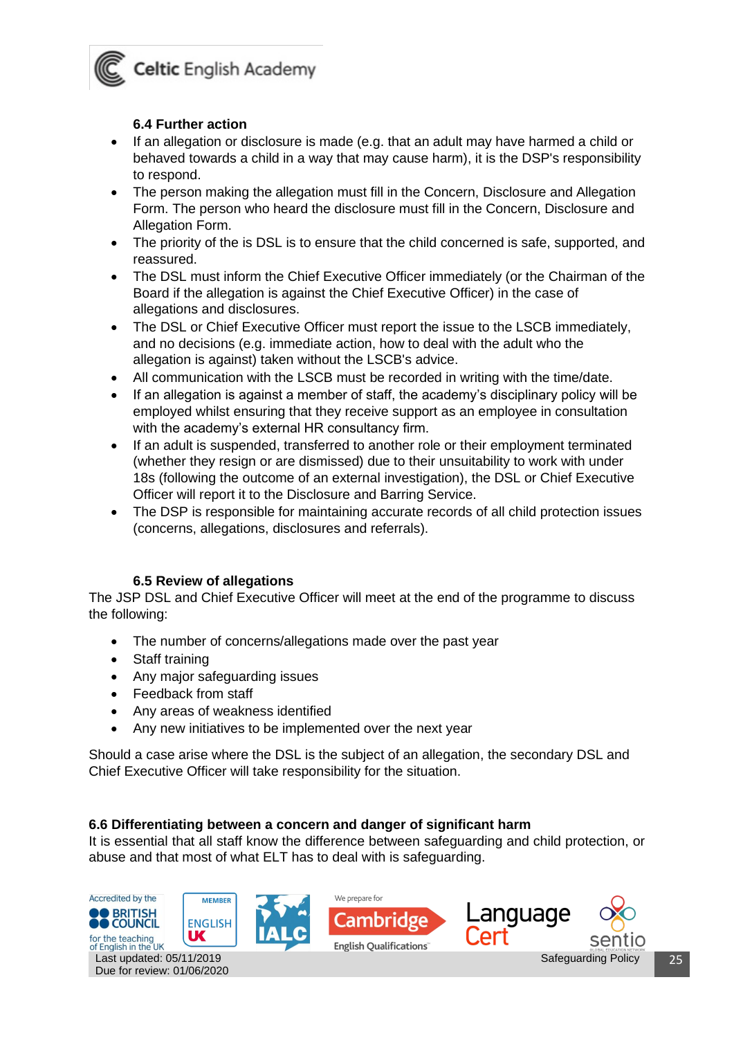### 6.4 Further action

- If an allegation or disclosure is made (e.g. that an adult may have harmed a child or behaved towards a child in a way that may cause harm), it is the DSP's responsibility to respond.
- The person making the allegation must fill in the Concern, Disclosure and Allegation Form. The person who heard the disclosure must fill in the Concern, Disclosure and Allegation Form.
- The priority of the is DSL is to ensure that the child concerned is safe, supported, and reassured.
- The DSL must inform the Chief Executive Officer immediately (or the Chairman of the Board if the allegation is against the Chief Executive Officer) in the case of allegations and disclosures.
- The DSL or Chief Executive Officer must report the issue to the LSCB immediately, and no decisions (e.g. immediate action, how to deal with the adult who the allegation is against) taken without the LSCB's advice.
- All communication with the LSCB must be recorded in writing with the time/date.
- If an allegation is against a member of staff, the academy's disciplinary policy will be employed whilst ensuring that they receive support as an employee in consultation with the academy's external HR consultancy firm.
- If an adult is suspended, transferred to another role or their employment terminated (whether they resign or are dismissed) due to their unsuitability to work with under 18s (following the outcome of an external investigation), the DSL or Chief Executive Officer will report it to the Disclosure and Barring Service.
- The DSP is responsible for maintaining accurate records of all child protection issues (concerns, allegations, disclosures and referrals).

### 6.5 Review of allegations

The JSP DSL and Chief Executive Officer will meet at the end of the programme to discuss the following:

- The number of concerns/allegations made over the past year
- Staff training
- Any major safeguarding issues
- Feedback from staff
- Any areas of weakness identified
- Any new initiatives to be implemented over the next year

Should a case arise where the DSL is the subject of an allegation, the secondary DSL and Chief Executive Officer will take responsibility for the situation.

### 6.6 Differentiating between a concern and danger of significant harm

It is essential that all staff know the difference between safeguarding and child protection, or abuse and that most of what ELT has to deal with is safeguarding.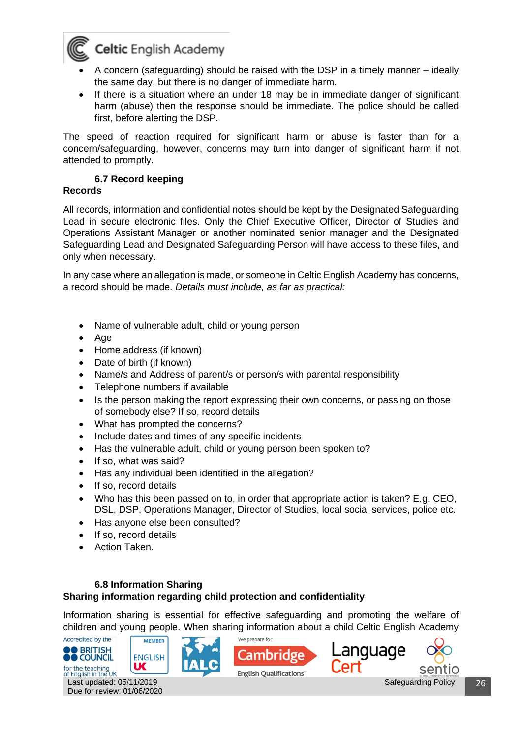- A concern (safeguarding) should be raised with the DSP in a timely manner – ideally the same day, but there is no danger of immediate harm.
- If there is a situation where an under 18 may be in immediate danger of significant harm (abuse) then the response should be immediate. The police should be called first, before alerting the DSP.

The speed of reaction required for significant harm or abuse is faster than for a concern/safeguarding, however, concerns may turn into danger of significant harm if not attended to promptly.

### 6.7 Record keeping

**Records**

All records, information and confidential notes should be kept by the Designated Safeguarding Lead in secure electronic files. Only the Chief Executive Officer, Director of Studies and Operations Assistant Manager or another nominated senior manager and the Designated Safeguarding Lead and Designated Safeguarding Person will have access to these files, and only when necessary.

In any case where an allegation is made, or someone in Celtic English Academy has concerns, a record should be made. *Details must include, as far as practical:*

- Name of vulnerable adult, child or young person
- Age
- Home address (if known)
- Date of birth (if known)
- Name/s and Address of parent/s or person/s with parental responsibility
- Telephone numbers if available
- Is the person making the report expressing their own concerns, or passing on those of somebody else? If so, record details
- What has prompted the concerns?
- Include dates and times of any specific incidents
- Has the vulnerable adult, child or young person been spoken to?
- If so, what was said?
- Has any individual been identified in the allegation?
- If so, record details
- Who has this been passed on to, in order that appropriate action is taken? E.g. CEO, DSL, DSP, Operations Manager, Director of Studies, local social services, police etc.
- Has anyone else been consulted?
- If so, record details
- Action Taken.

### 6.8 Information Sharing

**Sharing information regarding child protection and confidentiality**

Information sharing is essential for effective safeguarding and promoting the welfare of children and young people. When sharing information about a child Celtic English Academy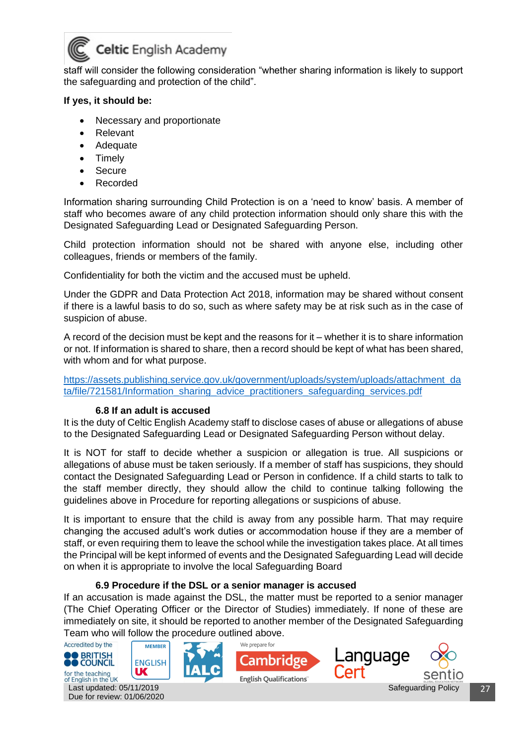staff will consider the following consideration "whether sharing information is likely to support the safeguarding and protection of the child".

**If yes, it should be:**

- Necessary and proportionate
- Relevant
- Adequate
- Timely
- Secure
- Recorded

Information sharing surrounding Child Protection is on a 'need to know' basis. A member of staff who becomes aware of any child protection information should only share this with the Designated Safeguarding Lead or Designated Safeguarding Person.

Child protection information should not be shared with anyone else, including other colleagues, friends or members of the family.

Confidentiality for both the victim and the accused must be upheld.

Under the GDPR and Data Protection Act 2018, information may be shared without consent if there is a lawful basis to do so, such as where safety may be at risk such as in the case of suspicion of abuse.

A record of the decision must be kept and the reasons for it – whether it is to share information or not. If information is shared to share, then a record should be kept of what has been shared, with whom and for what purpose.

https://assets.publishing.service.gov.uk/government/uploads/system/uploads/attachment_data/file/721581/Information_sharing_advice_practitioners_safeguarding_services.pdf

### 6.8 If an adult is accused

It is the duty of Celtic English Academy staff to disclose cases of abuse or allegations of abuse to the Designated Safeguarding Lead or Designated Safeguarding Person without delay.

It is NOT for staff to decide whether a suspicion or allegation is true. All suspicions or allegations of abuse must be taken seriously. If a member of staff has suspicions, they should contact the Designated Safeguarding Lead or Person in confidence. If a child starts to talk to the staff member directly, they should allow the child to continue talking following the guidelines above in Procedure for reporting allegations or suspicions of abuse.

It is important to ensure that the child is away from any possible harm. That may require changing the accused adult's work duties or accommodation house if they are a member of staff, or even requiring them to leave the school while the investigation takes place. At all times the Principal will be kept informed of events and the Designated Safeguarding Lead will decide on when it is appropriate to involve the local Safeguarding Board

### 6.9 Procedure if the DSL or a senior manager is accused

If an accusation is made against the DSL, the matter must be reported to a senior manager (The Chief Operating Officer or the Director of Studies) immediately. If none of these are immediately on site, it should be reported to another member of the Designated Safeguarding Team who will follow the procedure outlined above.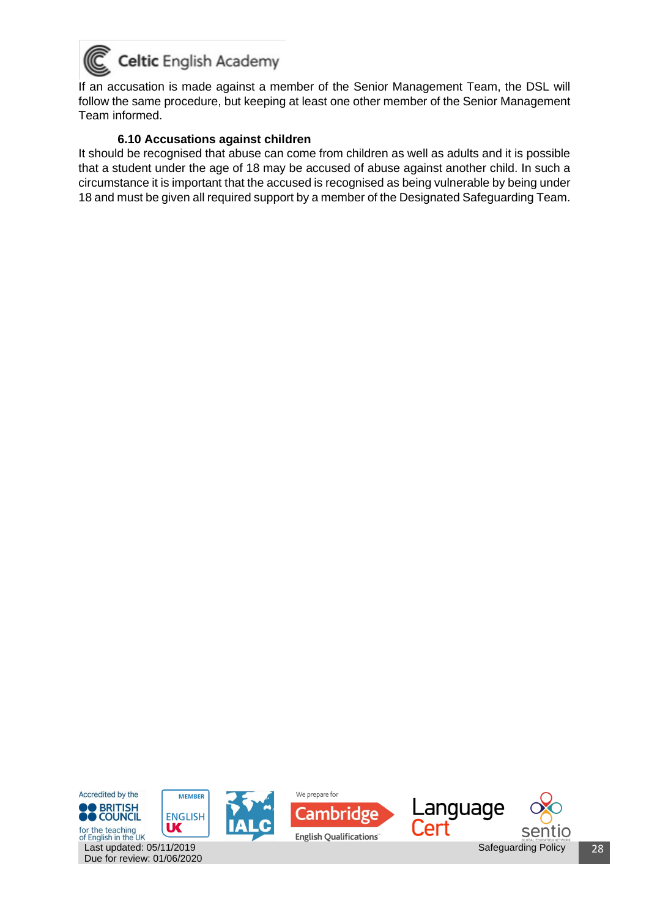If an accusation is made against a member of the Senior Management Team, the DSL will follow the same procedure, but keeping at least one other member of the Senior Management Team informed.

### 6.10 Accusations against children

It should be recognised that abuse can come from children as well as adults and it is possible that a student under the age of 18 may be accused of abuse against another child. In such a circumstance it is important that the accused is recognised as being vulnerable by being under 18 and must be given all required support by a member of the Designated Safeguarding Team.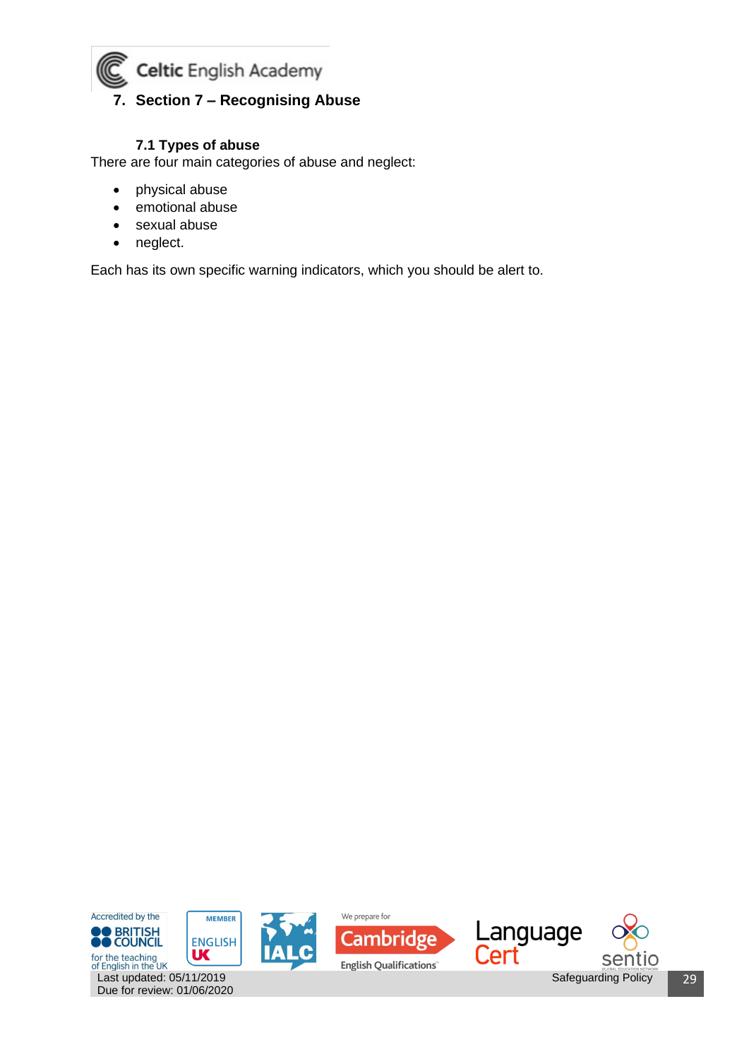## 7. Section 7 – Recognising Abuse

### 7.1 Types of abuse

There are four main categories of abuse and neglect:

- physical abuse
- emotional abuse
- sexual abuse
- neglect.

Each has its own specific warning indicators, which you should be alert to.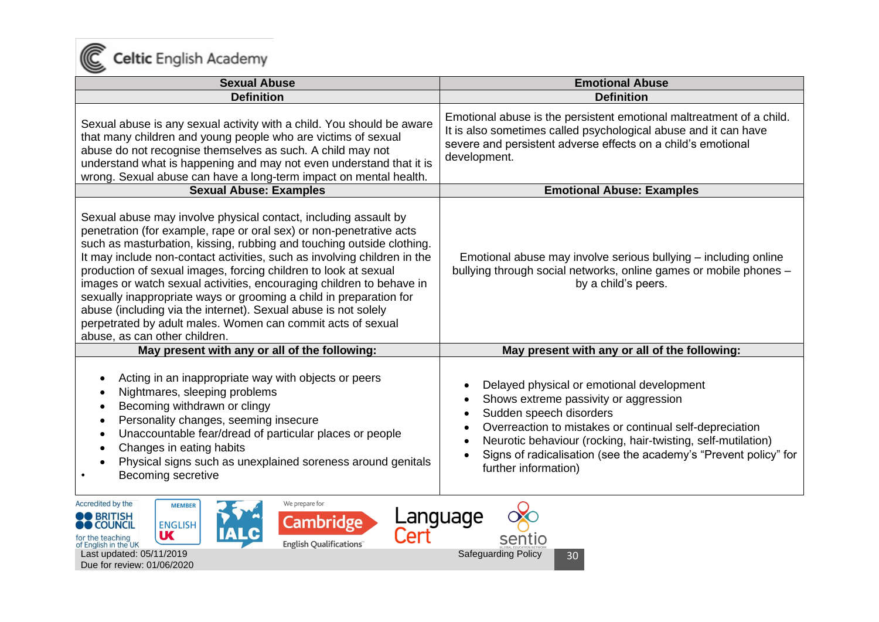| Sexual Abuse | Emotional Abuse |
|---|---|
| **Definition** | **Definition** |
| Sexual abuse is any sexual activity with a child. You should be aware that many children and young people who are victims of sexual abuse do not recognise themselves as such. A child may not understand what is happening and may not even understand that it is wrong. Sexual abuse can have a long-term impact on mental health. | Emotional abuse is the persistent emotional maltreatment of a child. It is also sometimes called psychological abuse and it can have severe and persistent adverse effects on a child's emotional development. |
| **Sexual Abuse: Examples** | **Emotional Abuse: Examples** |
| Sexual abuse may involve physical contact, including assault by penetration (for example, rape or oral sex) or non-penetrative acts such as masturbation, kissing, rubbing and touching outside clothing. It may include non-contact activities, such as involving children in the production of sexual images, forcing children to look at sexual images or watch sexual activities, encouraging children to behave in sexually inappropriate ways or grooming a child in preparation for abuse (including via the internet). Sexual abuse is not solely perpetrated by adult males. Women can commit acts of sexual abuse, as can other children. | Emotional abuse may involve serious bullying – including online bullying through social networks, online games or mobile phones – by a child's peers. |
| **May present with any or all of the following:** | **May present with any or all of the following:** |
| • Acting in an inappropriate way with objects or peers<br>• Nightmares, sleeping problems<br>• Becoming withdrawn or clingy<br>• Personality changes, seeming insecure<br>• Unaccountable fear/dread of particular places or people<br>• Changes in eating habits<br>• Physical signs such as unexplained soreness around genitals<br>• Becoming secretive | • Delayed physical or emotional development<br>• Shows extreme passivity or aggression<br>• Sudden speech disorders<br>• Overreaction to mistakes or continual self-depreciation<br>• Neurotic behaviour (rocking, hair-twisting, self-mutilation)<br>• Signs of radicalisation (see the academy's "Prevent policy" for further information) |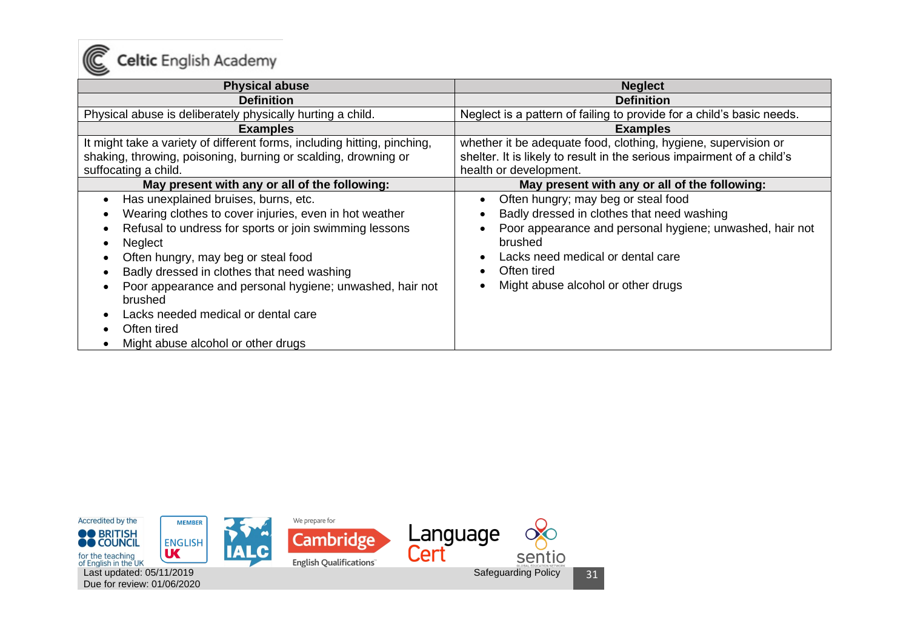| Physical abuse | Neglect |
| --- | --- |
| **Definition** | **Definition** |
| Physical abuse is deliberately physically hurting a child. | Neglect is a pattern of failing to provide for a child's basic needs. |
| **Examples** | **Examples** |
| It might take a variety of different forms, including hitting, pinching, shaking, throwing, poisoning, burning or scalding, drowning or suffocating a child. | whether it be adequate food, clothing, hygiene, supervision or shelter. It is likely to result in the serious impairment of a child's health or development. |
| **May present with any or all of the following:** | **May present with any or all of the following:** |
| • Has unexplained bruises, burns, etc.<br>• Wearing clothes to cover injuries, even in hot weather<br>• Refusal to undress for sports or join swimming lessons<br>• Neglect<br>• Often hungry, may beg or steal food<br>• Badly dressed in clothes that need washing<br>• Poor appearance and personal hygiene; unwashed, hair not brushed<br>• Lacks needed medical or dental care<br>• Often tired<br>• Might abuse alcohol or other drugs | • Often hungry; may beg or steal food<br>• Badly dressed in clothes that need washing<br>• Poor appearance and personal hygiene; unwashed, hair not brushed<br>• Lacks need medical or dental care<br>• Often tired<br>• Might abuse alcohol or other drugs |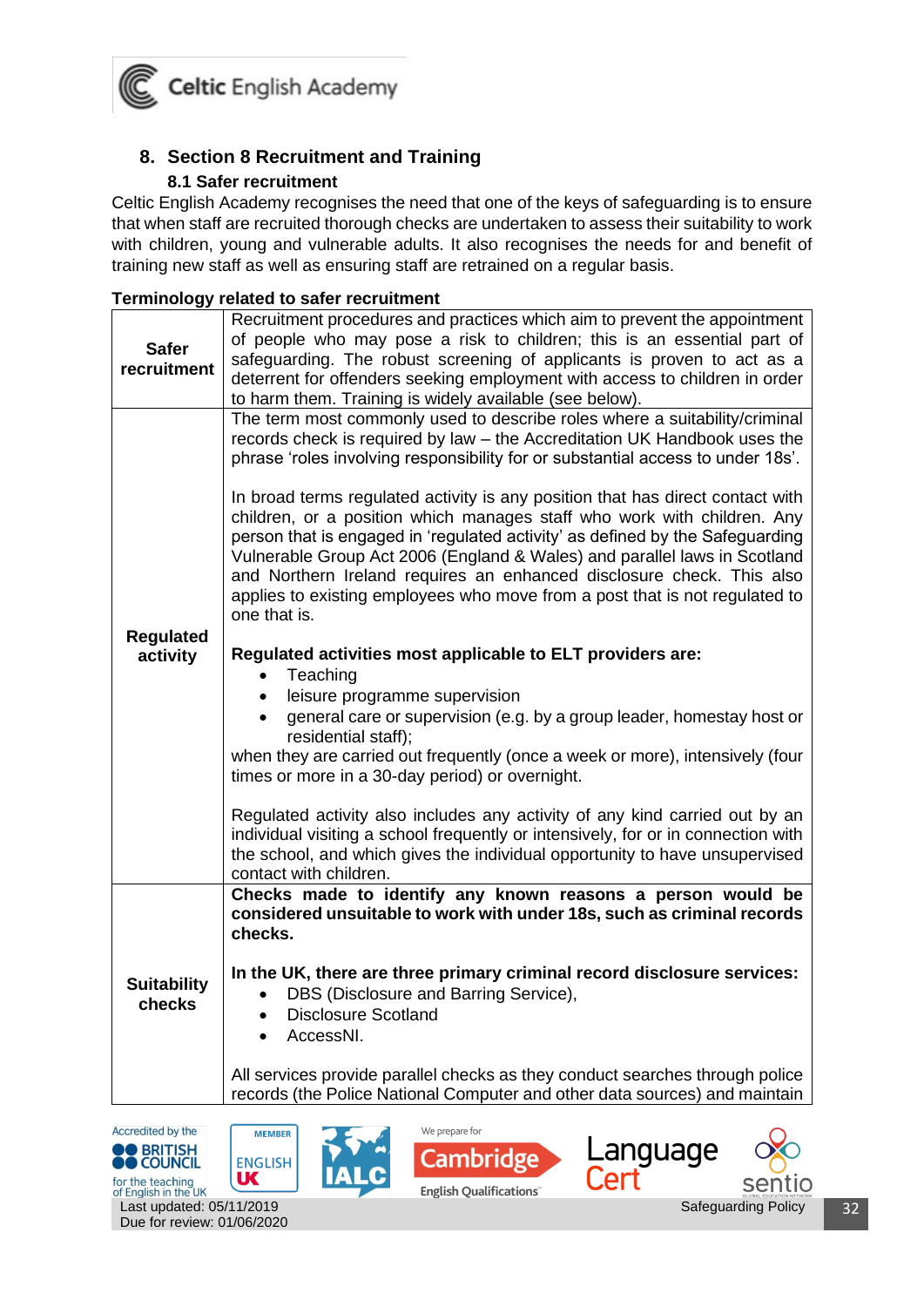## 8. Section 8 Recruitment and Training

### 8.1 Safer recruitment

Celtic English Academy recognises the need that one of the keys of safeguarding is to ensure that when staff are recruited thorough checks are undertaken to assess their suitability to work with children, young and vulnerable adults. It also recognises the needs for and benefit of training new staff as well as ensuring staff are retrained on a regular basis.

**Terminology related to safer recruitment**

| | |
|---|---|
| **Safer recruitment** | Recruitment procedures and practices which aim to prevent the appointment of people who may pose a risk to children; this is an essential part of safeguarding. The robust screening of applicants is proven to act as a deterrent for offenders seeking employment with access to children in order to harm them. Training is widely available (see below). |
| **Regulated activity** | The term most commonly used to describe roles where a suitability/criminal records check is required by law – the Accreditation UK Handbook uses the phrase 'roles involving responsibility for or substantial access to under 18s'.<br><br>In broad terms regulated activity is any position that has direct contact with children, or a position which manages staff who work with children. Any person that is engaged in 'regulated activity' as defined by the Safeguarding Vulnerable Group Act 2006 (England & Wales) and parallel laws in Scotland and Northern Ireland requires an enhanced disclosure check. This also applies to existing employees who move from a post that is not regulated to one that is.<br><br>**Regulated activities most applicable to ELT providers are:**<br>• Teaching<br>• leisure programme supervision<br>• general care or supervision (e.g. by a group leader, homestay host or residential staff);<br>when they are carried out frequently (once a week or more), intensively (four times or more in a 30-day period) or overnight.<br><br>Regulated activity also includes any activity of any kind carried out by an individual visiting a school frequently or intensively, for or in connection with the school, and which gives the individual opportunity to have unsupervised contact with children. |
| **Suitability checks** | **Checks made to identify any known reasons a person would be considered unsuitable to work with under 18s, such as criminal records checks.**<br><br>**In the UK, there are three primary criminal record disclosure services:**<br>• DBS (Disclosure and Barring Service),<br>• Disclosure Scotland<br>• AccessNI.<br><br>All services provide parallel checks as they conduct searches through police records (the Police National Computer and other data sources) and maintain |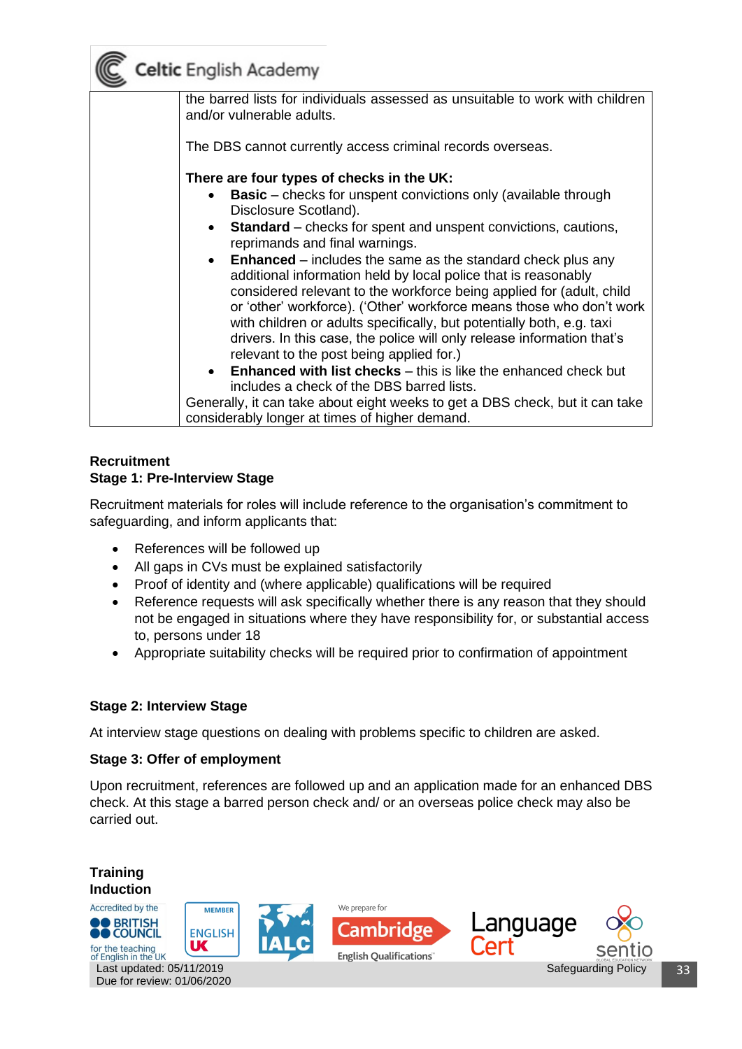| | the barred lists for individuals assessed as unsuitable to work with children and/or vulnerable adults.<br><br>The DBS cannot currently access criminal records overseas.<br><br>**There are four types of checks in the UK:**<br>• **Basic** – checks for unspent convictions only (available through Disclosure Scotland).<br>• **Standard** – checks for spent and unspent convictions, cautions, reprimands and final warnings.<br>• **Enhanced** – includes the same as the standard check plus any additional information held by local police that is reasonably considered relevant to the workforce being applied for (adult, child or 'other' workforce). ('Other' workforce means those who don't work with children or adults specifically, but potentially both, e.g. taxi drivers. In this case, the police will only release information that's relevant to the post being applied for.)<br>• **Enhanced with list checks** – this is like the enhanced check but includes a check of the DBS barred lists.<br>Generally, it can take about eight weeks to get a DBS check, but it can take considerably longer at times of higher demand. |
|---|---|

**Recruitment**

**Stage 1: Pre-Interview Stage**

Recruitment materials for roles will include reference to the organisation's commitment to safeguarding, and inform applicants that:

- References will be followed up
- All gaps in CVs must be explained satisfactorily
- Proof of identity and (where applicable) qualifications will be required
- Reference requests will ask specifically whether there is any reason that they should not be engaged in situations where they have responsibility for, or substantial access to, persons under 18
- Appropriate suitability checks will be required prior to confirmation of appointment

**Stage 2: Interview Stage**

At interview stage questions on dealing with problems specific to children are asked.

**Stage 3: Offer of employment**

Upon recruitment, references are followed up and an application made for an enhanced DBS check. At this stage a barred person check and/ or an overseas police check may also be carried out.

**Training**

**Induction**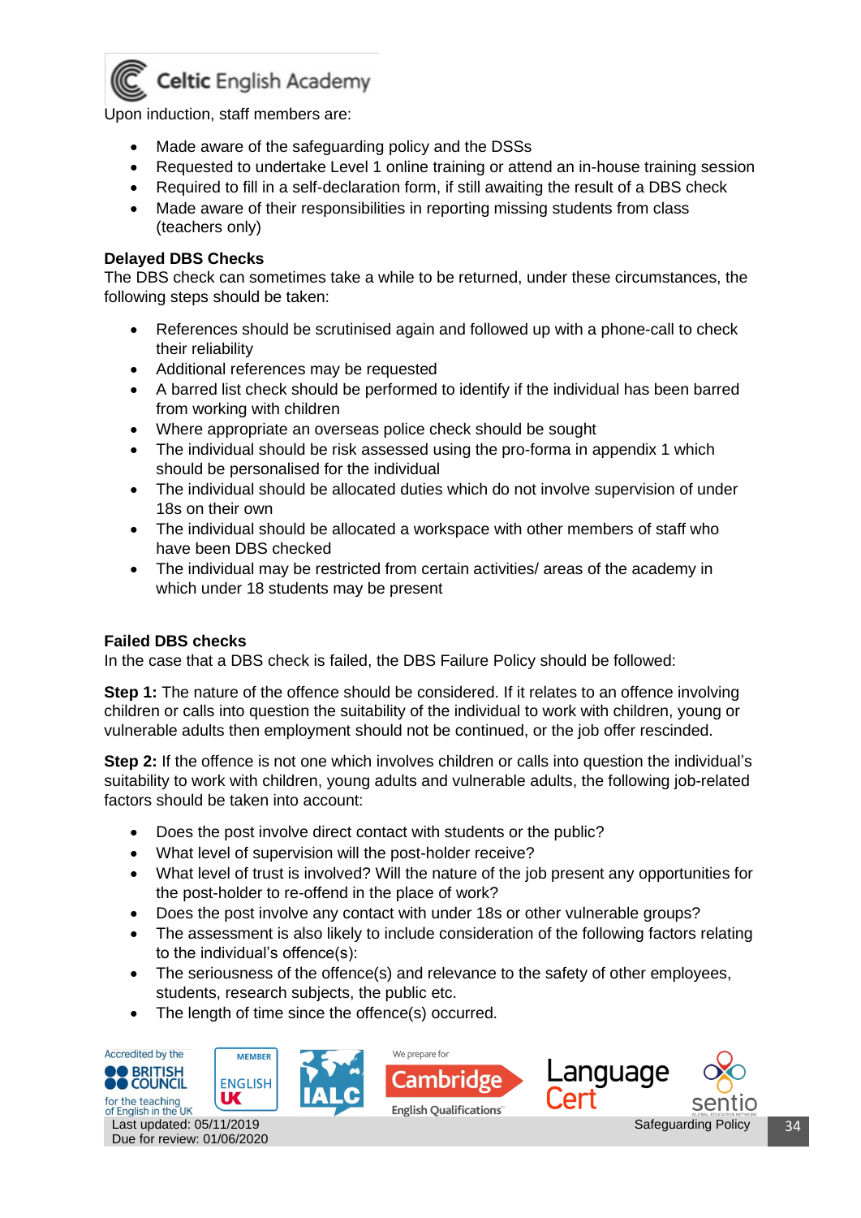Upon induction, staff members are:

- Made aware of the safeguarding policy and the DSSs
- Requested to undertake Level 1 online training or attend an in-house training session
- Required to fill in a self-declaration form, if still awaiting the result of a DBS check
- Made aware of their responsibilities in reporting missing students from class (teachers only)

**Delayed DBS Checks**
The DBS check can sometimes take a while to be returned, under these circumstances, the following steps should be taken:

- References should be scrutinised again and followed up with a phone-call to check their reliability
- Additional references may be requested
- A barred list check should be performed to identify if the individual has been barred from working with children
- Where appropriate an overseas police check should be sought
- The individual should be risk assessed using the pro-forma in appendix 1 which should be personalised for the individual
- The individual should be allocated duties which do not involve supervision of under 18s on their own
- The individual should be allocated a workspace with other members of staff who have been DBS checked
- The individual may be restricted from certain activities/ areas of the academy in which under 18 students may be present

**Failed DBS checks**
In the case that a DBS check is failed, the DBS Failure Policy should be followed:

**Step 1:** The nature of the offence should be considered. If it relates to an offence involving children or calls into question the suitability of the individual to work with children, young or vulnerable adults then employment should not be continued, or the job offer rescinded.

**Step 2:** If the offence is not one which involves children or calls into question the individual's suitability to work with children, young adults and vulnerable adults, the following job-related factors should be taken into account:

- Does the post involve direct contact with students or the public?
- What level of supervision will the post-holder receive?
- What level of trust is involved? Will the nature of the job present any opportunities for the post-holder to re-offend in the place of work?
- Does the post involve any contact with under 18s or other vulnerable groups?
- The assessment is also likely to include consideration of the following factors relating to the individual's offence(s):
- The seriousness of the offence(s) and relevance to the safety of other employees, students, research subjects, the public etc.
- The length of time since the offence(s) occurred.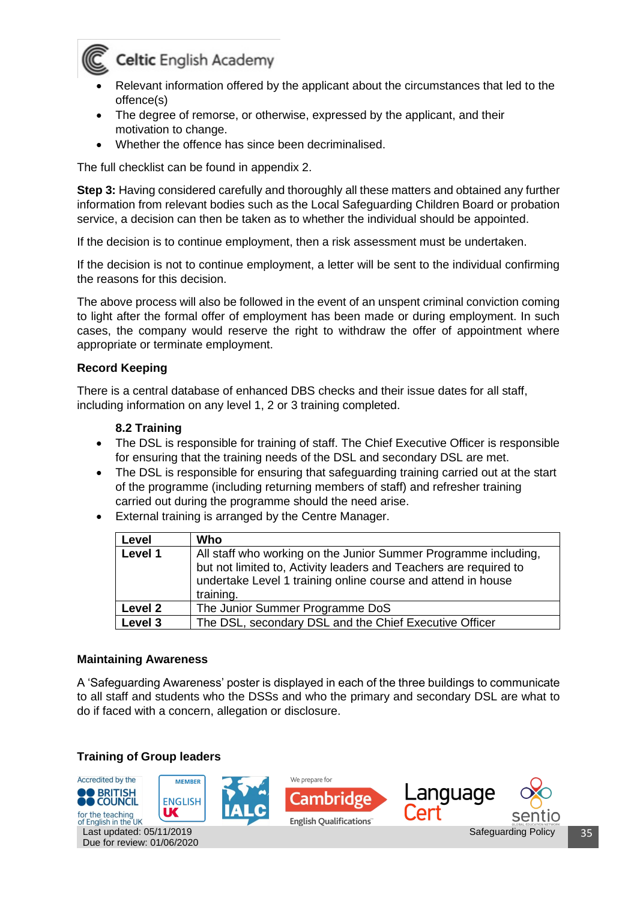- Relevant information offered by the applicant about the circumstances that led to the offence(s)
- The degree of remorse, or otherwise, expressed by the applicant, and their motivation to change.
- Whether the offence has since been decriminalised.

The full checklist can be found in appendix 2.

**Step 3:** Having considered carefully and thoroughly all these matters and obtained any further information from relevant bodies such as the Local Safeguarding Children Board or probation service, a decision can then be taken as to whether the individual should be appointed.

If the decision is to continue employment, then a risk assessment must be undertaken.

If the decision is not to continue employment, a letter will be sent to the individual confirming the reasons for this decision.

The above process will also be followed in the event of an unspent criminal conviction coming to light after the formal offer of employment has been made or during employment. In such cases, the company would reserve the right to withdraw the offer of appointment where appropriate or terminate employment.

**Record Keeping**

There is a central database of enhanced DBS checks and their issue dates for all staff, including information on any level 1, 2 or 3 training completed.

**8.2 Training**

- The DSL is responsible for training of staff. The Chief Executive Officer is responsible for ensuring that the training needs of the DSL and secondary DSL are met.
- The DSL is responsible for ensuring that safeguarding training carried out at the start of the programme (including returning members of staff) and refresher training carried out during the programme should the need arise.
- External training is arranged by the Centre Manager.

| Level | Who |
|---|---|
| Level 1 | All staff who working on the Junior Summer Programme including, but not limited to, Activity leaders and Teachers are required to undertake Level 1 training online course and attend in house training. |
| Level 2 | The Junior Summer Programme DoS |
| Level 3 | The DSL, secondary DSL and the Chief Executive Officer |

**Maintaining Awareness**

A 'Safeguarding Awareness' poster is displayed in each of the three buildings to communicate to all staff and students who the DSSs and who the primary and secondary DSL are what to do if faced with a concern, allegation or disclosure.

**Training of Group leaders**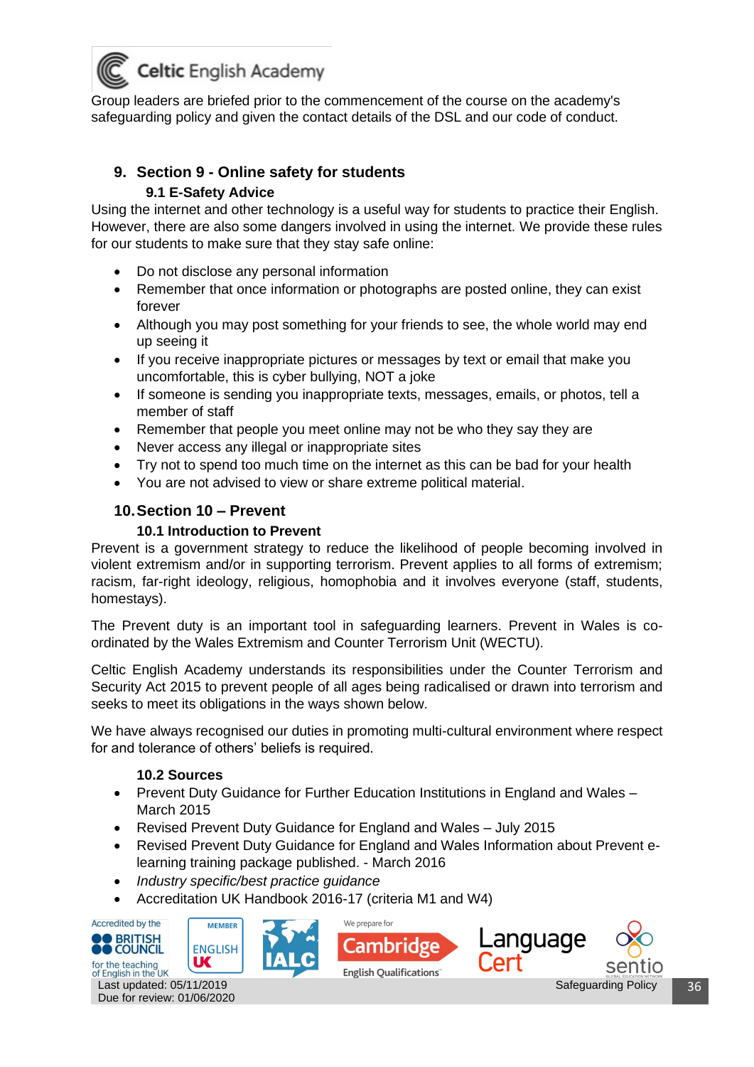Group leaders are briefed prior to the commencement of the course on the academy's safeguarding policy and given the contact details of the DSL and our code of conduct.

## 9. Section 9 - Online safety for students

### 9.1 E-Safety Advice

Using the internet and other technology is a useful way for students to practice their English. However, there are also some dangers involved in using the internet. We provide these rules for our students to make sure that they stay safe online:

- Do not disclose any personal information
- Remember that once information or photographs are posted online, they can exist forever
- Although you may post something for your friends to see, the whole world may end up seeing it
- If you receive inappropriate pictures or messages by text or email that make you uncomfortable, this is cyber bullying, NOT a joke
- If someone is sending you inappropriate texts, messages, emails, or photos, tell a member of staff
- Remember that people you meet online may not be who they say they are
- Never access any illegal or inappropriate sites
- Try not to spend too much time on the internet as this can be bad for your health
- You are not advised to view or share extreme political material.

## 10. Section 10 – Prevent

### 10.1 Introduction to Prevent

Prevent is a government strategy to reduce the likelihood of people becoming involved in violent extremism and/or in supporting terrorism. Prevent applies to all forms of extremism; racism, far-right ideology, religious, homophobia and it involves everyone (staff, students, homestays).

The Prevent duty is an important tool in safeguarding learners. Prevent in Wales is co-ordinated by the Wales Extremism and Counter Terrorism Unit (WECTU).

Celtic English Academy understands its responsibilities under the Counter Terrorism and Security Act 2015 to prevent people of all ages being radicalised or drawn into terrorism and seeks to meet its obligations in the ways shown below.

We have always recognised our duties in promoting multi-cultural environment where respect for and tolerance of others' beliefs is required.

### 10.2 Sources

- Prevent Duty Guidance for Further Education Institutions in England and Wales – March 2015
- Revised Prevent Duty Guidance for England and Wales – July 2015
- Revised Prevent Duty Guidance for England and Wales Information about Prevent e-learning training package published. - March 2016
- *Industry specific/best practice guidance*
- Accreditation UK Handbook 2016-17 (criteria M1 and W4)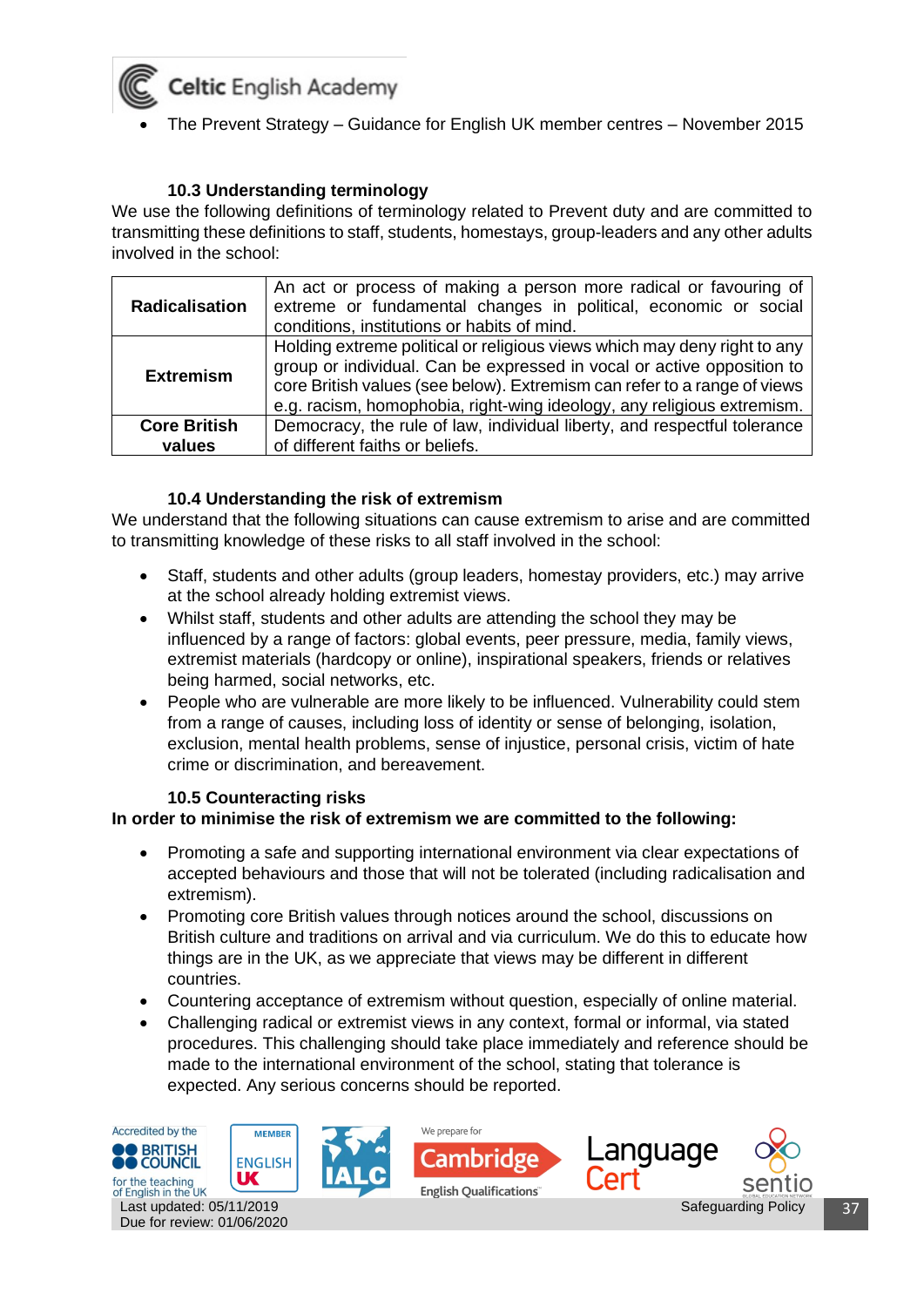- The Prevent Strategy – Guidance for English UK member centres – November 2015

### 10.3 Understanding terminology

We use the following definitions of terminology related to Prevent duty and are committed to transmitting these definitions to staff, students, homestays, group-leaders and any other adults involved in the school:

| | |
|---|---|
| **Radicalisation** | An act or process of making a person more radical or favouring of extreme or fundamental changes in political, economic or social conditions, institutions or habits of mind. |
| **Extremism** | Holding extreme political or religious views which may deny right to any group or individual. Can be expressed in vocal or active opposition to core British values (see below). Extremism can refer to a range of views e.g. racism, homophobia, right-wing ideology, any religious extremism. |
| **Core British values** | Democracy, the rule of law, individual liberty, and respectful tolerance of different faiths or beliefs. |

### 10.4 Understanding the risk of extremism

We understand that the following situations can cause extremism to arise and are committed to transmitting knowledge of these risks to all staff involved in the school:

- Staff, students and other adults (group leaders, homestay providers, etc.) may arrive at the school already holding extremist views.
- Whilst staff, students and other adults are attending the school they may be influenced by a range of factors: global events, peer pressure, media, family views, extremist materials (hardcopy or online), inspirational speakers, friends or relatives being harmed, social networks, etc.
- People who are vulnerable are more likely to be influenced. Vulnerability could stem from a range of causes, including loss of identity or sense of belonging, isolation, exclusion, mental health problems, sense of injustice, personal crisis, victim of hate crime or discrimination, and bereavement.

### 10.5 Counteracting risks

**In order to minimise the risk of extremism we are committed to the following:**

- Promoting a safe and supporting international environment via clear expectations of accepted behaviours and those that will not be tolerated (including radicalisation and extremism).
- Promoting core British values through notices around the school, discussions on British culture and traditions on arrival and via curriculum. We do this to educate how things are in the UK, as we appreciate that views may be different in different countries.
- Countering acceptance of extremism without question, especially of online material.
- Challenging radical or extremist views in any context, formal or informal, via stated procedures. This challenging should take place immediately and reference should be made to the international environment of the school, stating that tolerance is expected. Any serious concerns should be reported.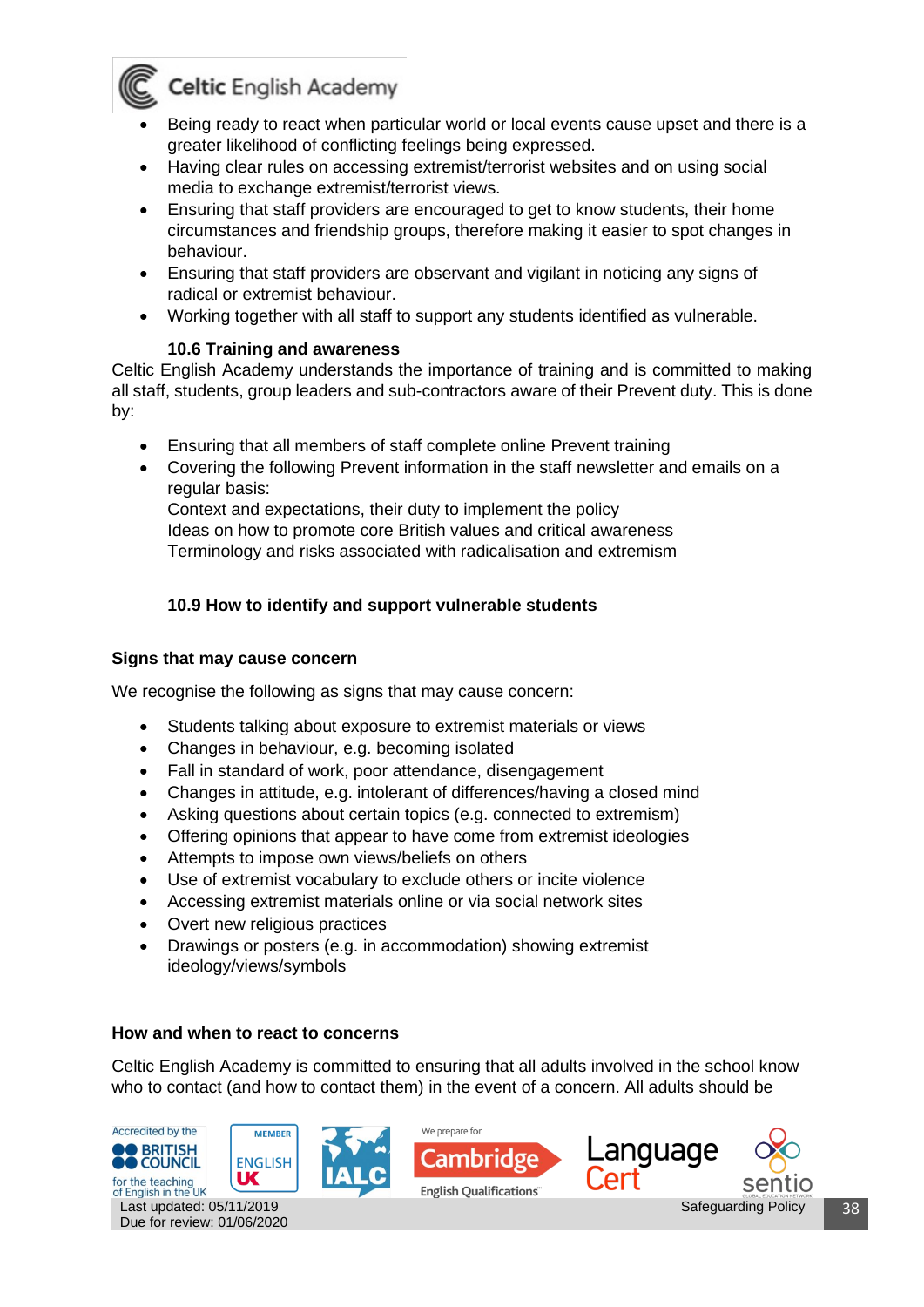- Being ready to react when particular world or local events cause upset and there is a greater likelihood of conflicting feelings being expressed.
- Having clear rules on accessing extremist/terrorist websites and on using social media to exchange extremist/terrorist views.
- Ensuring that staff providers are encouraged to get to know students, their home circumstances and friendship groups, therefore making it easier to spot changes in behaviour.
- Ensuring that staff providers are observant and vigilant in noticing any signs of radical or extremist behaviour.
- Working together with all staff to support any students identified as vulnerable.

### 10.6 Training and awareness

Celtic English Academy understands the importance of training and is committed to making all staff, students, group leaders and sub-contractors aware of their Prevent duty. This is done by:

- Ensuring that all members of staff complete online Prevent training
- Covering the following Prevent information in the staff newsletter and emails on a regular basis:
  Context and expectations, their duty to implement the policy
  Ideas on how to promote core British values and critical awareness
  Terminology and risks associated with radicalisation and extremism

### 10.9 How to identify and support vulnerable students

**Signs that may cause concern**

We recognise the following as signs that may cause concern:

- Students talking about exposure to extremist materials or views
- Changes in behaviour, e.g. becoming isolated
- Fall in standard of work, poor attendance, disengagement
- Changes in attitude, e.g. intolerant of differences/having a closed mind
- Asking questions about certain topics (e.g. connected to extremism)
- Offering opinions that appear to have come from extremist ideologies
- Attempts to impose own views/beliefs on others
- Use of extremist vocabulary to exclude others or incite violence
- Accessing extremist materials online or via social network sites
- Overt new religious practices
- Drawings or posters (e.g. in accommodation) showing extremist ideology/views/symbols

**How and when to react to concerns**

Celtic English Academy is committed to ensuring that all adults involved in the school know who to contact (and how to contact them) in the event of a concern. All adults should be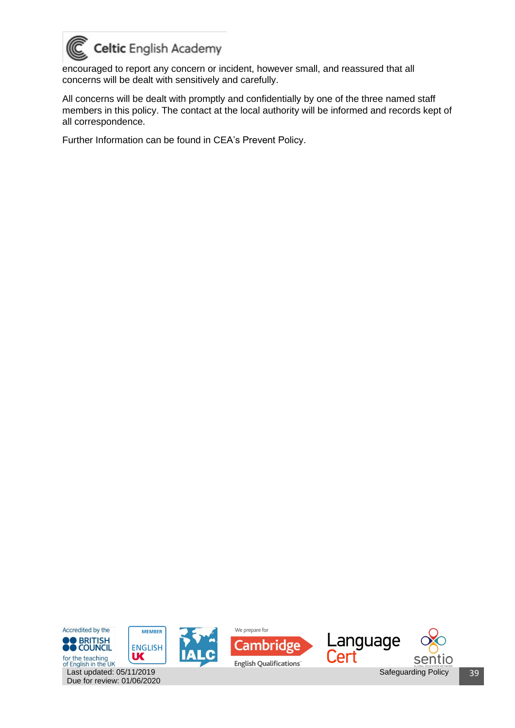encouraged to report any concern or incident, however small, and reassured that all concerns will be dealt with sensitively and carefully.

All concerns will be dealt with promptly and confidentially by one of the three named staff members in this policy. The contact at the local authority will be informed and records kept of all correspondence.

Further Information can be found in CEA's Prevent Policy.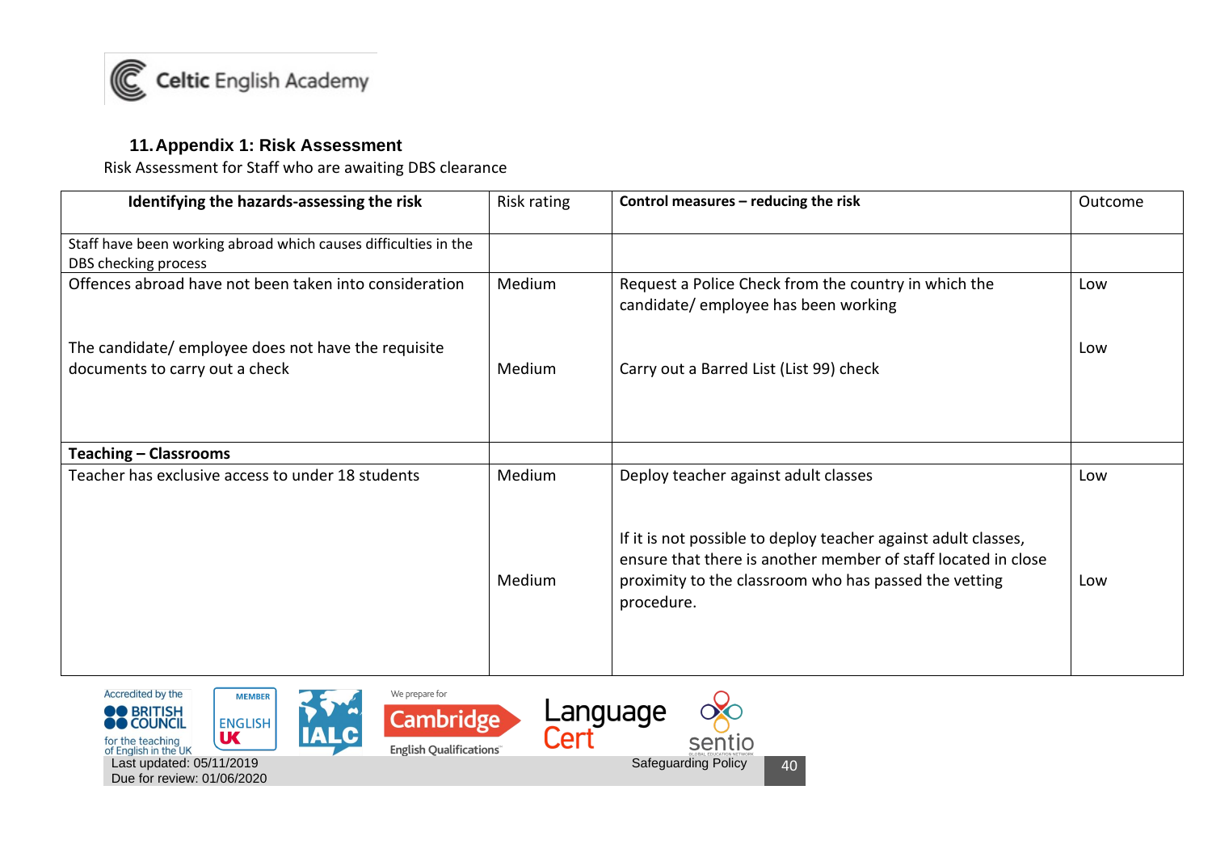## 11. Appendix 1: Risk Assessment

Risk Assessment for Staff who are awaiting DBS clearance

| **Identifying the hazards-assessing the risk** | Risk rating | **Control measures – reducing the risk** | Outcome |
|---|---|---|---|
| Staff have been working abroad which causes difficulties in the DBS checking process | | | |
| Offences abroad have not been taken into consideration | Medium | Request a Police Check from the country in which the candidate/ employee has been working | Low |
| The candidate/ employee does not have the requisite documents to carry out a check | Medium | Carry out a Barred List (List 99) check | Low |
| **Teaching – Classrooms** | | | |
| Teacher has exclusive access to under 18 students | Medium | Deploy teacher against adult classes | Low |
| | Medium | If it is not possible to deploy teacher against adult classes, ensure that there is another member of staff located in close proximity to the classroom who has passed the vetting procedure. | Low |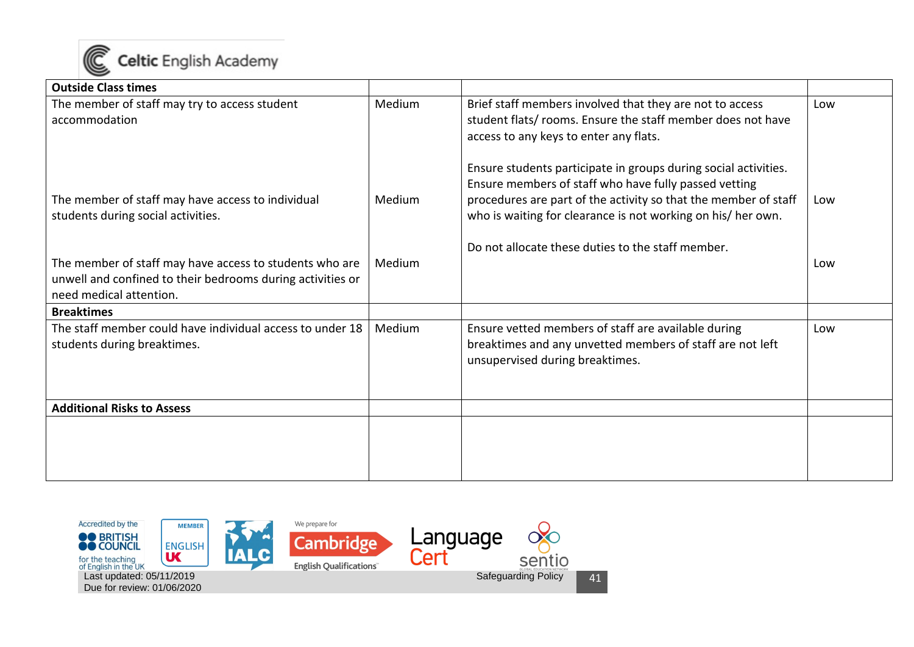| Outside Class times | | | |
|---|---|---|---|
| The member of staff may try to access student accommodation | Medium | Brief staff members involved that they are not to access student flats/ rooms. Ensure the staff member does not have access to any keys to enter any flats. | Low |
| The member of staff may have access to individual students during social activities. | Medium | Ensure students participate in groups during social activities. Ensure members of staff who have fully passed vetting procedures are part of the activity so that the member of staff who is waiting for clearance is not working on his/ her own. | Low |
| The member of staff may have access to students who are unwell and confined to their bedrooms during activities or need medical attention. | Medium | Do not allocate these duties to the staff member. | Low |
| **Breaktimes** | | | |
| The staff member could have individual access to under 18 students during breaktimes. | Medium | Ensure vetted members of staff are available during breaktimes and any unvetted members of staff are not left unsupervised during breaktimes. | Low |
| **Additional Risks to Assess** | | | |
| | | | |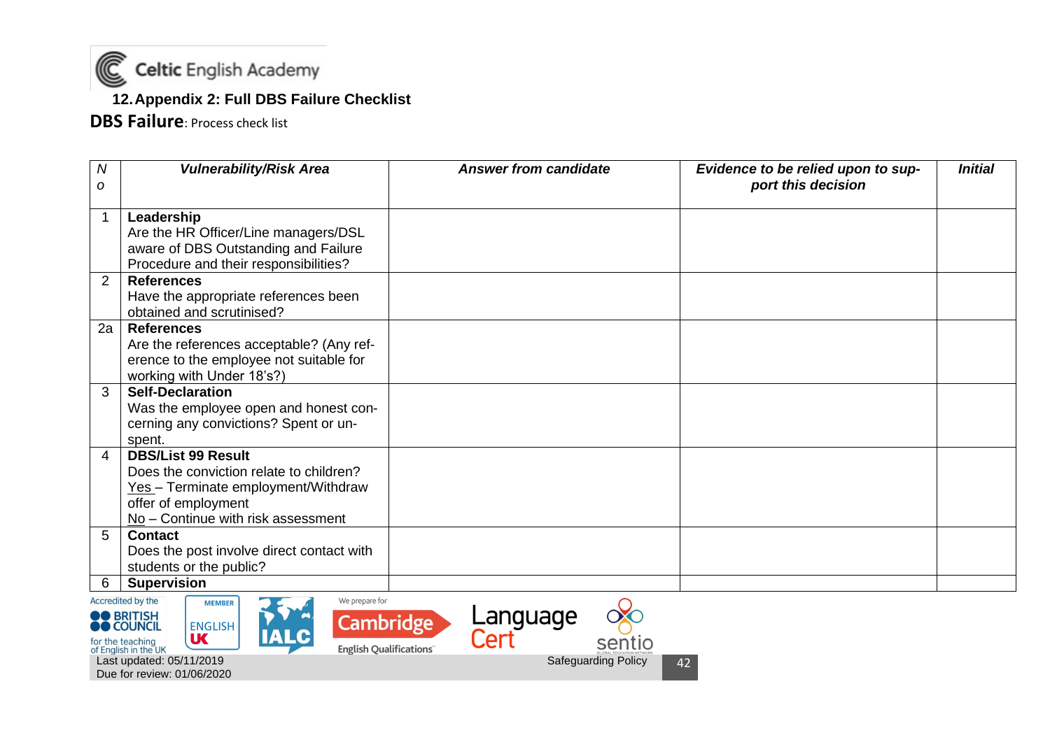## 12. Appendix 2: Full DBS Failure Checklist

**DBS Failure**: Process check list

| No | Vulnerability/Risk Area | Answer from candidate | Evidence to be relied upon to support this decision | Initial |
|---|---|---|---|---|
| 1 | **Leadership**<br>Are the HR Officer/Line managers/DSL aware of DBS Outstanding and Failure Procedure and their responsibilities? | | | |
| 2 | **References**<br>Have the appropriate references been obtained and scrutinised? | | | |
| 2a | **References**<br>Are the references acceptable? (Any reference to the employee not suitable for working with Under 18's?) | | | |
| 3 | **Self-Declaration**<br>Was the employee open and honest concerning any convictions? Spent or unspent. | | | |
| 4 | **DBS/List 99 Result**<br>Does the conviction relate to children?<br>Yes – Terminate employment/Withdraw offer of employment<br>No – Continue with risk assessment | | | |
| 5 | **Contact**<br>Does the post involve direct contact with students or the public? | | | |
| 6 | **Supervision** | | | |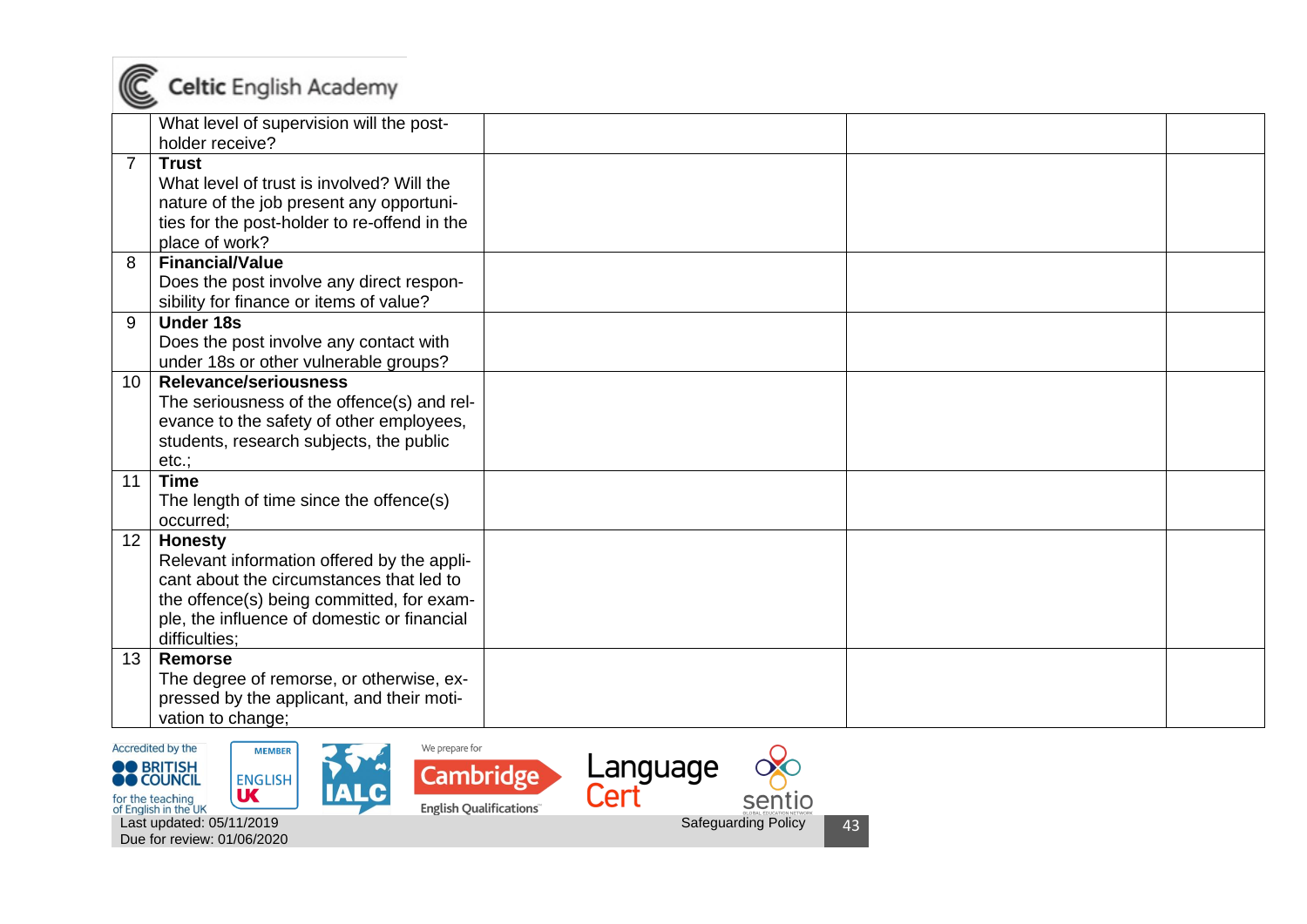| | | | | |
|---|---|---|---|---|
| | What level of supervision will the post-holder receive? | | | |
| 7 | **Trust**<br>What level of trust is involved? Will the nature of the job present any opportunities for the post-holder to re-offend in the place of work? | | | |
| 8 | **Financial/Value**<br>Does the post involve any direct responsibility for finance or items of value? | | | |
| 9 | **Under 18s**<br>Does the post involve any contact with under 18s or other vulnerable groups? | | | |
| 10 | **Relevance/seriousness**<br>The seriousness of the offence(s) and relevance to the safety of other employees, students, research subjects, the public etc.; | | | |
| 11 | **Time**<br>The length of time since the offence(s) occurred; | | | |
| 12 | **Honesty**<br>Relevant information offered by the applicant about the circumstances that led to the offence(s) being committed, for example, the influence of domestic or financial difficulties; | | | |
| 13 | **Remorse**<br>The degree of remorse, or otherwise, expressed by the applicant, and their motivation to change; | | | |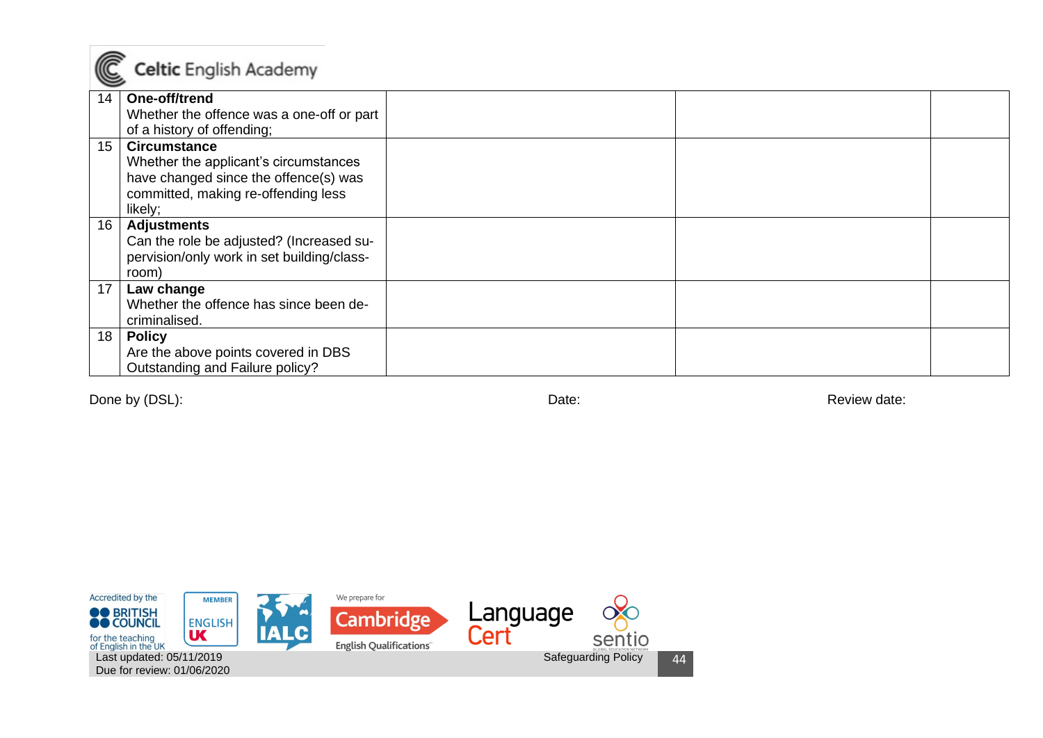| | | | | |
|---|---|---|---|---|
| 14 | **One-off/trend**<br>Whether the offence was a one-off or part of a history of offending; | | | |
| 15 | **Circumstance**<br>Whether the applicant's circumstances have changed since the offence(s) was committed, making re-offending less likely; | | | |
| 16 | **Adjustments**<br>Can the role be adjusted? (Increased supervision/only work in set building/classroom) | | | |
| 17 | **Law change**<br>Whether the offence has since been decriminalised. | | | |
| 18 | **Policy**<br>Are the above points covered in DBS Outstanding and Failure policy? | | | |

Done by (DSL): Date: Review date: